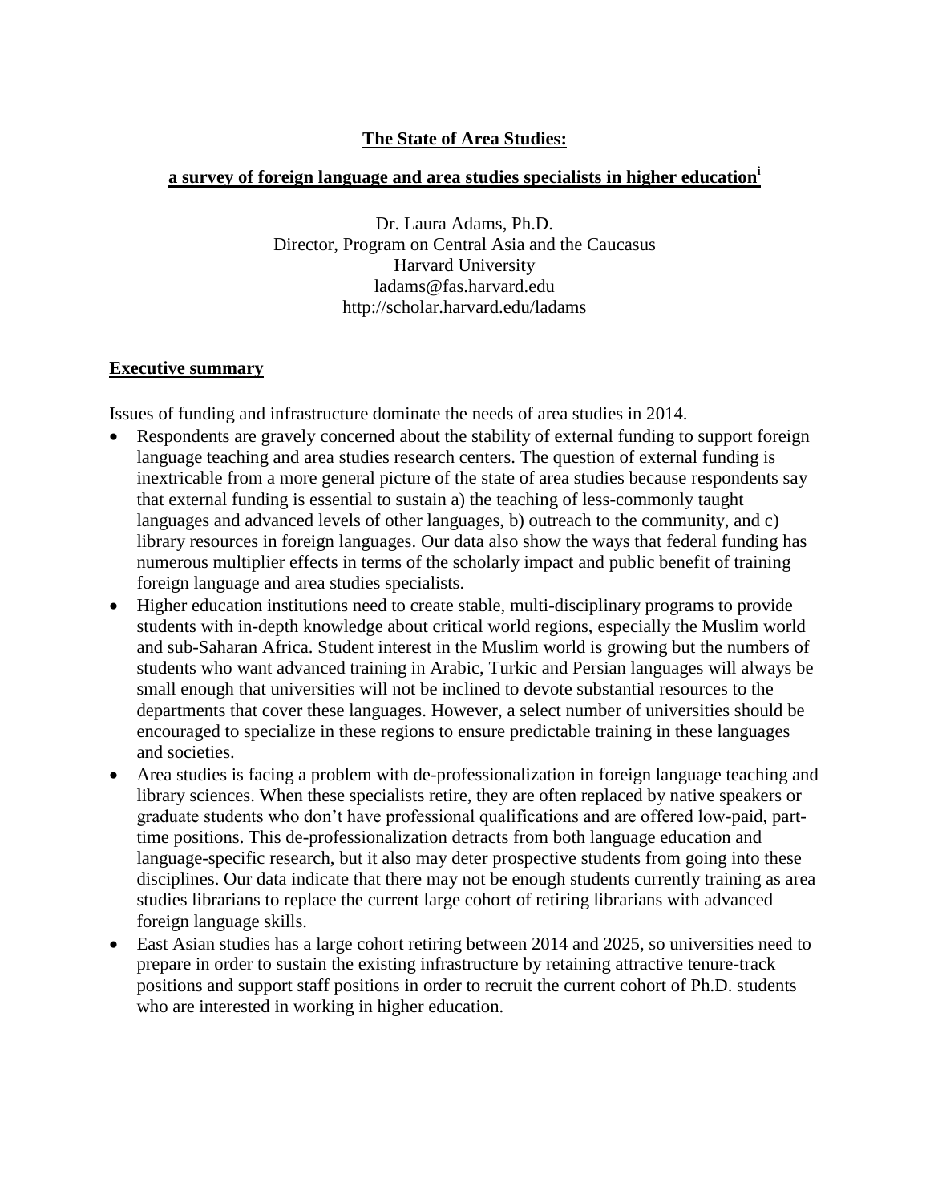# The State of Area Studies:

## a survey of foreign language and area studies specialists in higher education[i]

Dr. Laura Adams, Ph.D.
Director, Program on Central Asia and the Caucasus
Harvard University
ladams@fas.harvard.edu
http://scholar.harvard.edu/ladams

## Executive summary

Issues of funding and infrastructure dominate the needs of area studies in 2014.

- Respondents are gravely concerned about the stability of external funding to support foreign language teaching and area studies research centers. The question of external funding is inextricable from a more general picture of the state of area studies because respondents say that external funding is essential to sustain a) the teaching of less-commonly taught languages and advanced levels of other languages, b) outreach to the community, and c) library resources in foreign languages. Our data also show the ways that federal funding has numerous multiplier effects in terms of the scholarly impact and public benefit of training foreign language and area studies specialists.
- Higher education institutions need to create stable, multi-disciplinary programs to provide students with in-depth knowledge about critical world regions, especially the Muslim world and sub-Saharan Africa. Student interest in the Muslim world is growing but the numbers of students who want advanced training in Arabic, Turkic and Persian languages will always be small enough that universities will not be inclined to devote substantial resources to the departments that cover these languages. However, a select number of universities should be encouraged to specialize in these regions to ensure predictable training in these languages and societies.
- Area studies is facing a problem with de-professionalization in foreign language teaching and library sciences. When these specialists retire, they are often replaced by native speakers or graduate students who don't have professional qualifications and are offered low-paid, part-time positions. This de-professionalization detracts from both language education and language-specific research, but it also may deter prospective students from going into these disciplines. Our data indicate that there may not be enough students currently training as area studies librarians to replace the current large cohort of retiring librarians with advanced foreign language skills.
- East Asian studies has a large cohort retiring between 2014 and 2025, so universities need to prepare in order to sustain the existing infrastructure by retaining attractive tenure-track positions and support staff positions in order to recruit the current cohort of Ph.D. students who are interested in working in higher education.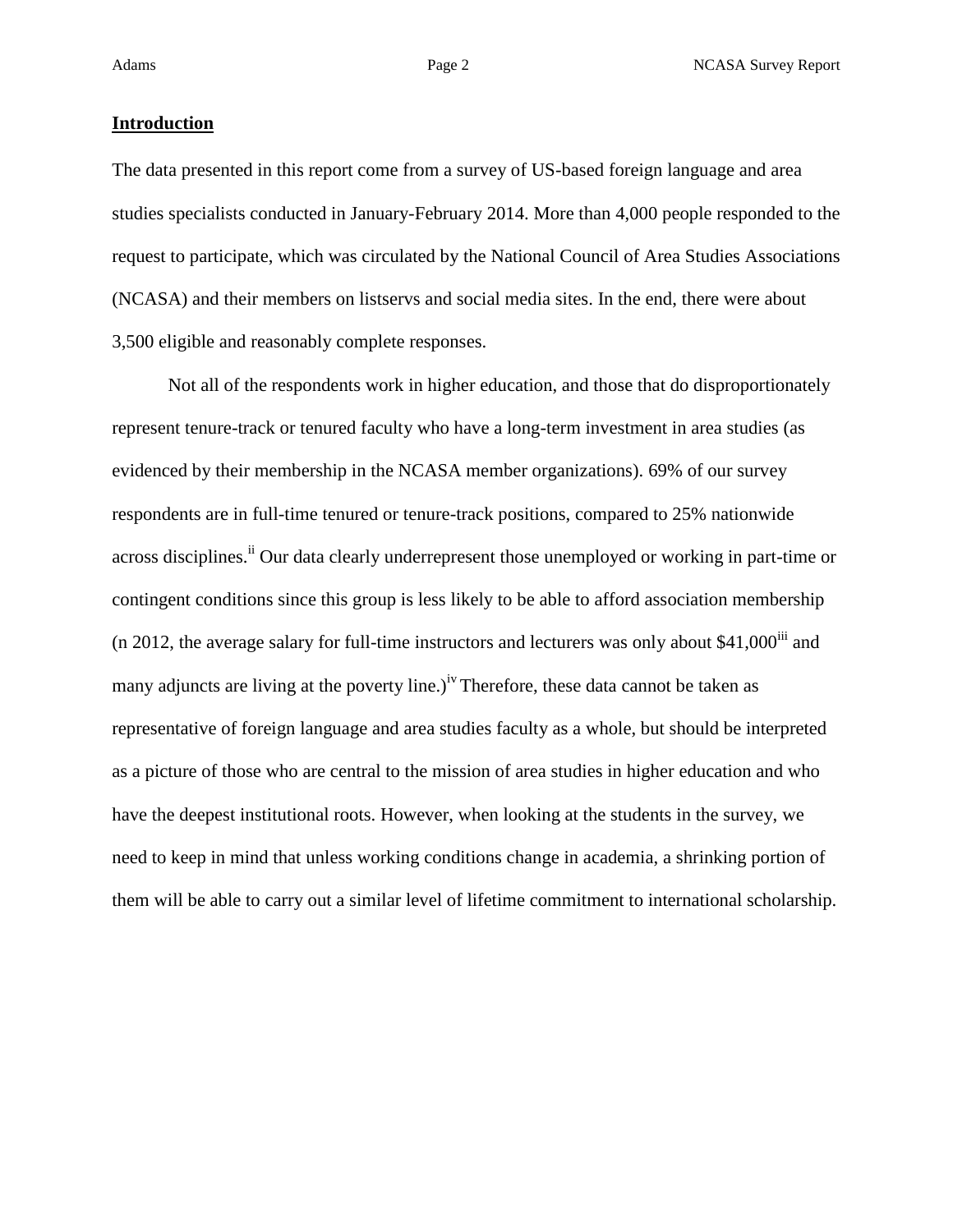## Introduction

The data presented in this report come from a survey of US-based foreign language and area studies specialists conducted in January-February 2014. More than 4,000 people responded to the request to participate, which was circulated by the National Council of Area Studies Associations (NCASA) and their members on listservs and social media sites. In the end, there were about 3,500 eligible and reasonably complete responses.

Not all of the respondents work in higher education, and those that do disproportionately represent tenure-track or tenured faculty who have a long-term investment in area studies (as evidenced by their membership in the NCASA member organizations). 69% of our survey respondents are in full-time tenured or tenure-track positions, compared to 25% nationwide across disciplines.[ii] Our data clearly underrepresent those unemployed or working in part-time or contingent conditions since this group is less likely to be able to afford association membership (n 2012, the average salary for full-time instructors and lecturers was only about $41,000[iii] and many adjuncts are living at the poverty line.)[iv] Therefore, these data cannot be taken as representative of foreign language and area studies faculty as a whole, but should be interpreted as a picture of those who are central to the mission of area studies in higher education and who have the deepest institutional roots. However, when looking at the students in the survey, we need to keep in mind that unless working conditions change in academia, a shrinking portion of them will be able to carry out a similar level of lifetime commitment to international scholarship.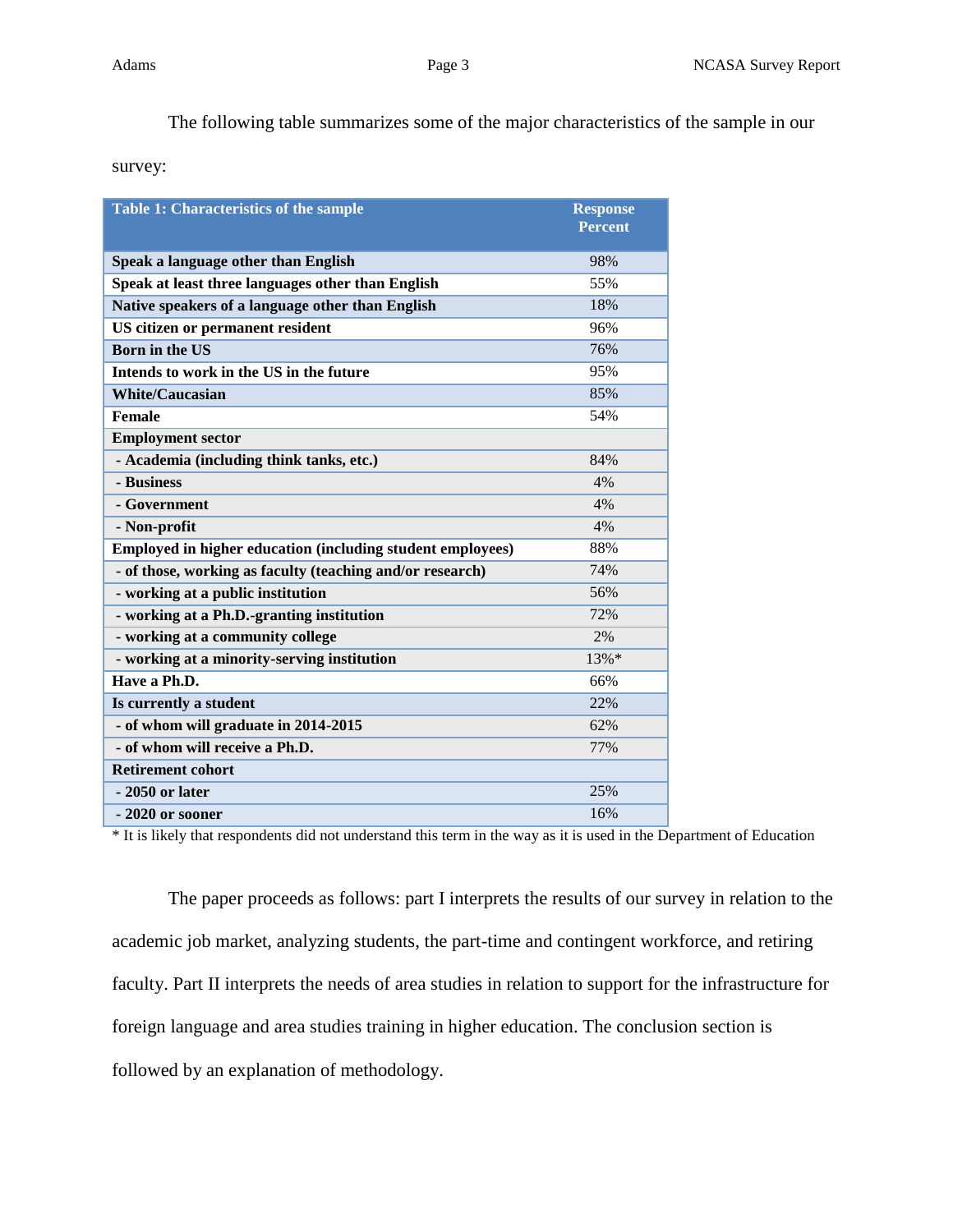The following table summarizes some of the major characteristics of the sample in our survey:

| Table 1: Characteristics of the sample | Response Percent |
|---|---|
| **Speak a language other than English** | 98% |
| **Speak at least three languages other than English** | 55% |
| **Native speakers of a language other than English** | 18% |
| **US citizen or permanent resident** | 96% |
| **Born in the US** | 76% |
| **Intends to work in the US in the future** | 95% |
| **White/Caucasian** | 85% |
| **Female** | 54% |
| **Employment sector** | |
| **- Academia (including think tanks, etc.)** | 84% |
| **- Business** | 4% |
| **- Government** | 4% |
| **- Non-profit** | 4% |
| **Employed in higher education (including student employees)** | 88% |
| **- of those, working as faculty (teaching and/or research)** | 74% |
| **- working at a public institution** | 56% |
| **- working at a Ph.D.-granting institution** | 72% |
| **- working at a community college** | 2% |
| **- working at a minority-serving institution** | 13%* |
| **Have a Ph.D.** | 66% |
| **Is currently a student** | 22% |
| **- of whom will graduate in 2014-2015** | 62% |
| **- of whom will receive a Ph.D.** | 77% |
| **Retirement cohort** | |
| **- 2050 or later** | 25% |
| **- 2020 or sooner** | 16% |

* It is likely that respondents did not understand this term in the way as it is used in the Department of Education

The paper proceeds as follows: part I interprets the results of our survey in relation to the academic job market, analyzing students, the part-time and contingent workforce, and retiring faculty. Part II interprets the needs of area studies in relation to support for the infrastructure for foreign language and area studies training in higher education. The conclusion section is followed by an explanation of methodology.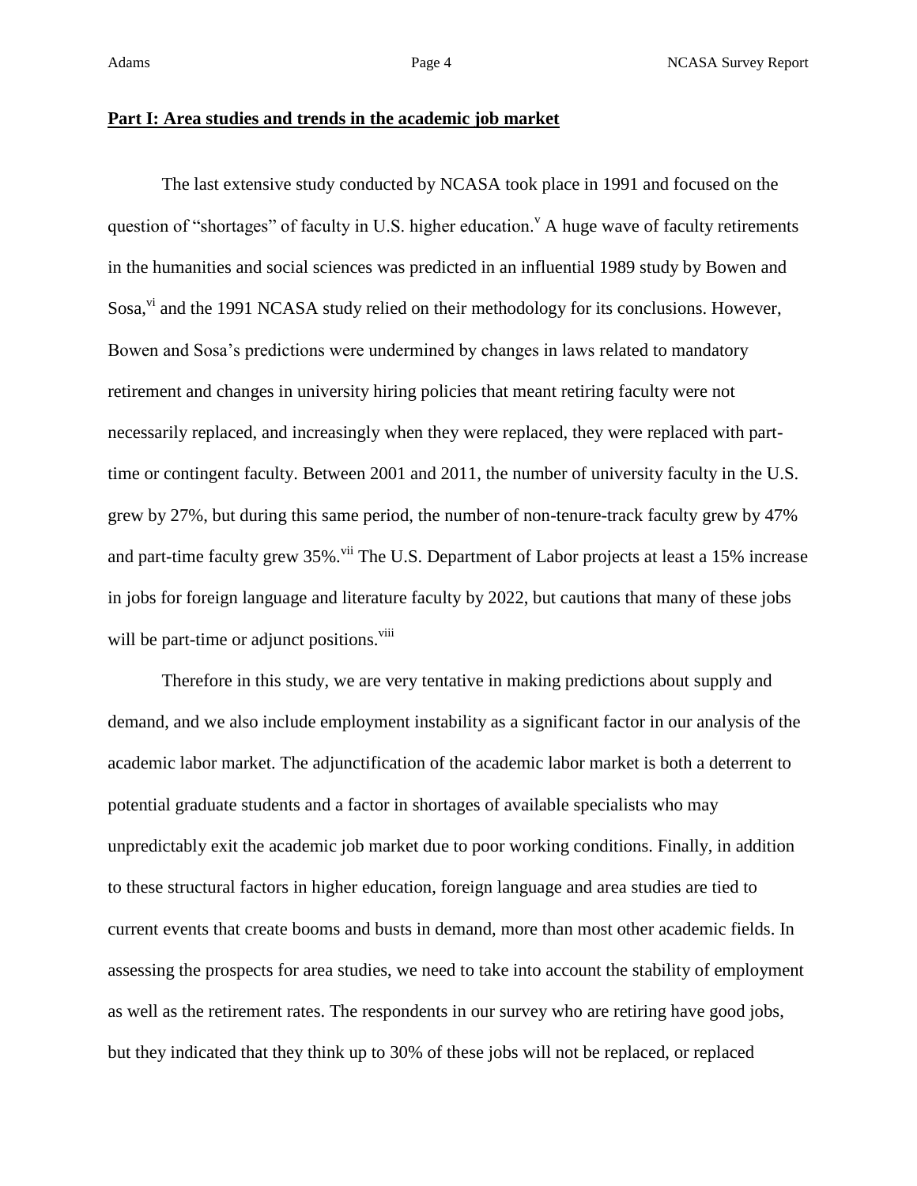**Part I: Area studies and trends in the academic job market**

The last extensive study conducted by NCASA took place in 1991 and focused on the question of "shortages" of faculty in U.S. higher education.[v] A huge wave of faculty retirements in the humanities and social sciences was predicted in an influential 1989 study by Bowen and Sosa,[vi] and the 1991 NCASA study relied on their methodology for its conclusions. However, Bowen and Sosa's predictions were undermined by changes in laws related to mandatory retirement and changes in university hiring policies that meant retiring faculty were not necessarily replaced, and increasingly when they were replaced, they were replaced with part-time or contingent faculty. Between 2001 and 2011, the number of university faculty in the U.S. grew by 27%, but during this same period, the number of non-tenure-track faculty grew by 47% and part-time faculty grew 35%.[vii] The U.S. Department of Labor projects at least a 15% increase in jobs for foreign language and literature faculty by 2022, but cautions that many of these jobs will be part-time or adjunct positions.[viii]

Therefore in this study, we are very tentative in making predictions about supply and demand, and we also include employment instability as a significant factor in our analysis of the academic labor market. The adjunctification of the academic labor market is both a deterrent to potential graduate students and a factor in shortages of available specialists who may unpredictably exit the academic job market due to poor working conditions. Finally, in addition to these structural factors in higher education, foreign language and area studies are tied to current events that create booms and busts in demand, more than most other academic fields. In assessing the prospects for area studies, we need to take into account the stability of employment as well as the retirement rates. The respondents in our survey who are retiring have good jobs, but they indicated that they think up to 30% of these jobs will not be replaced, or replaced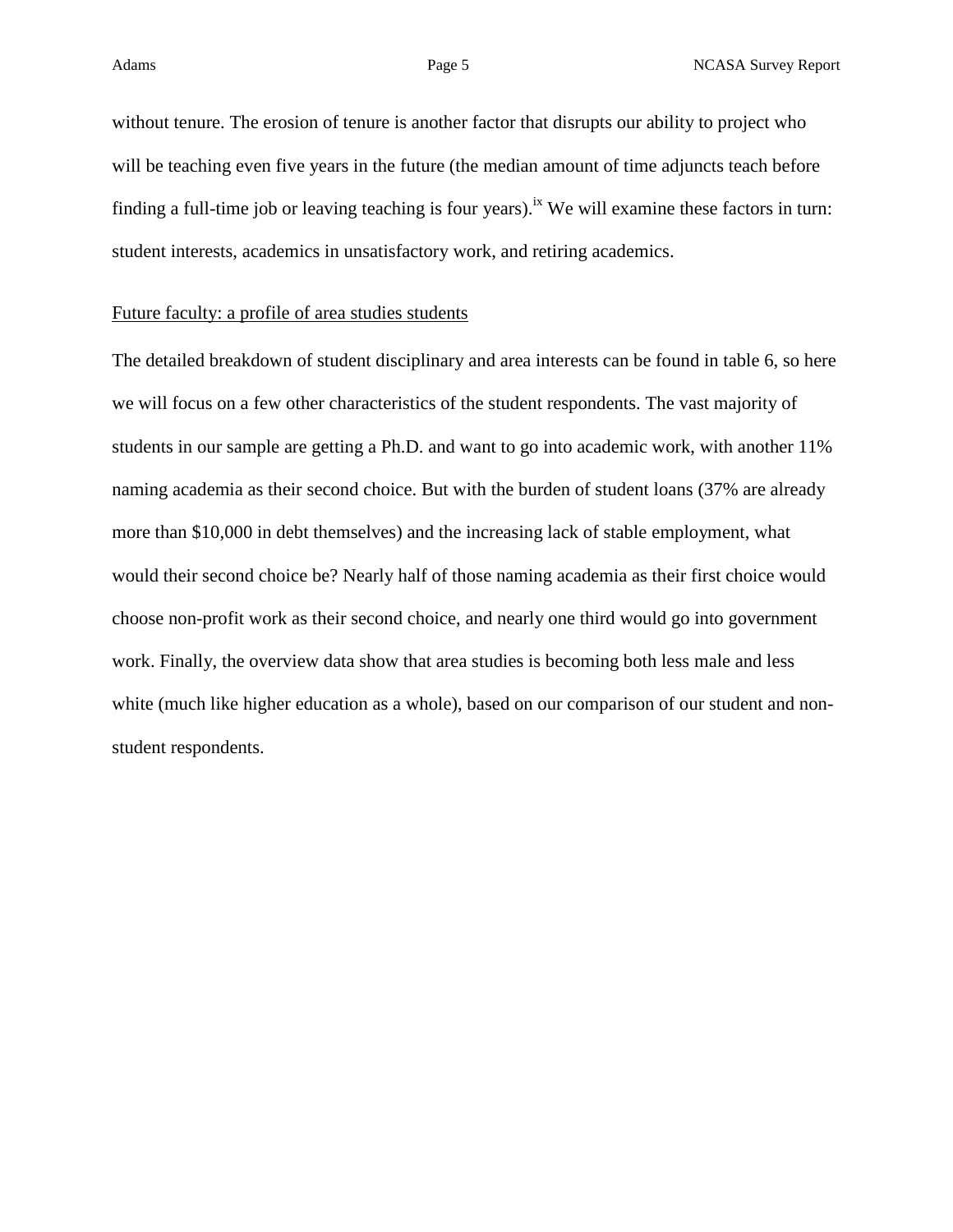without tenure. The erosion of tenure is another factor that disrupts our ability to project who will be teaching even five years in the future (the median amount of time adjuncts teach before finding a full-time job or leaving teaching is four years).[ix] We will examine these factors in turn: student interests, academics in unsatisfactory work, and retiring academics.

## Future faculty: a profile of area studies students

The detailed breakdown of student disciplinary and area interests can be found in table 6, so here we will focus on a few other characteristics of the student respondents. The vast majority of students in our sample are getting a Ph.D. and want to go into academic work, with another 11% naming academia as their second choice. But with the burden of student loans (37% are already more than $10,000 in debt themselves) and the increasing lack of stable employment, what would their second choice be? Nearly half of those naming academia as their first choice would choose non-profit work as their second choice, and nearly one third would go into government work. Finally, the overview data show that area studies is becoming both less male and less white (much like higher education as a whole), based on our comparison of our student and non-student respondents.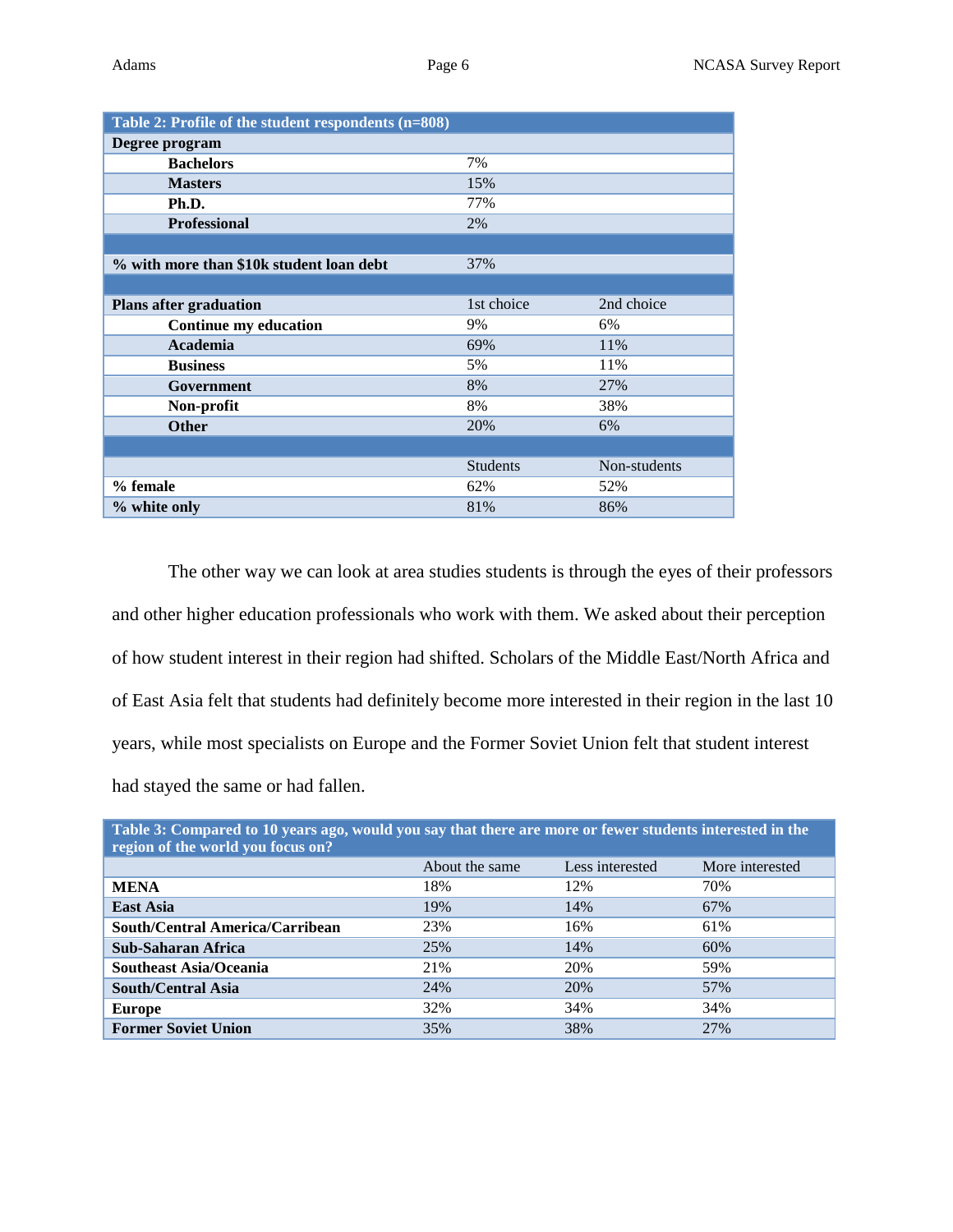| Table 2: Profile of the student respondents (n=808) | | |
|---|---|---|
| **Degree program** | | |
| **Bachelors** | 7% | |
| **Masters** | 15% | |
| **Ph.D.** | 77% | |
| **Professional** | 2% | |
| | | |
| **% with more than $10k student loan debt** | 37% | |
| | | |
| **Plans after graduation** | 1st choice | 2nd choice |
| **Continue my education** | 9% | 6% |
| **Academia** | 69% | 11% |
| **Business** | 5% | 11% |
| **Government** | 8% | 27% |
| **Non-profit** | 8% | 38% |
| **Other** | 20% | 6% |
| | | |
| | Students | Non-students |
| **% female** | 62% | 52% |
| **% white only** | 81% | 86% |

The other way we can look at area studies students is through the eyes of their professors and other higher education professionals who work with them. We asked about their perception of how student interest in their region had shifted. Scholars of the Middle East/North Africa and of East Asia felt that students had definitely become more interested in their region in the last 10 years, while most specialists on Europe and the Former Soviet Union felt that student interest had stayed the same or had fallen.

| Table 3: Compared to 10 years ago, would you say that there are more or fewer students interested in the region of the world you focus on? | | | |
|---|---|---|---|
| | About the same | Less interested | More interested |
| **MENA** | 18% | 12% | 70% |
| **East Asia** | 19% | 14% | 67% |
| **South/Central America/Carribean** | 23% | 16% | 61% |
| **Sub-Saharan Africa** | 25% | 14% | 60% |
| **Southeast Asia/Oceania** | 21% | 20% | 59% |
| **South/Central Asia** | 24% | 20% | 57% |
| **Europe** | 32% | 34% | 34% |
| **Former Soviet Union** | 35% | 38% | 27% |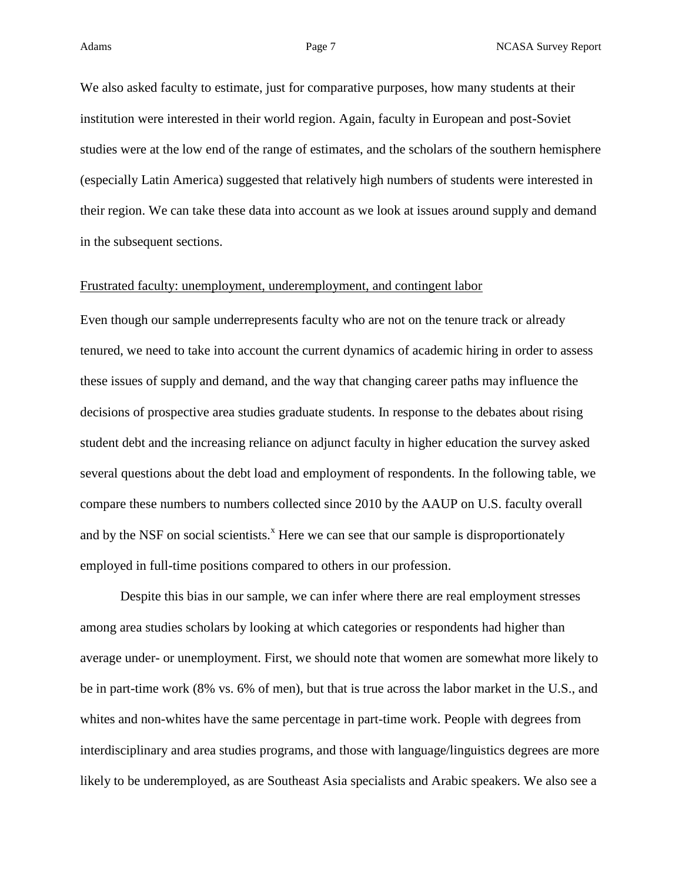We also asked faculty to estimate, just for comparative purposes, how many students at their institution were interested in their world region. Again, faculty in European and post-Soviet studies were at the low end of the range of estimates, and the scholars of the southern hemisphere (especially Latin America) suggested that relatively high numbers of students were interested in their region. We can take these data into account as we look at issues around supply and demand in the subsequent sections.

Frustrated faculty: unemployment, underemployment, and contingent labor

Even though our sample underrepresents faculty who are not on the tenure track or already tenured, we need to take into account the current dynamics of academic hiring in order to assess these issues of supply and demand, and the way that changing career paths may influence the decisions of prospective area studies graduate students. In response to the debates about rising student debt and the increasing reliance on adjunct faculty in higher education the survey asked several questions about the debt load and employment of respondents. In the following table, we compare these numbers to numbers collected since 2010 by the AAUP on U.S. faculty overall and by the NSF on social scientists.[x] Here we can see that our sample is disproportionately employed in full-time positions compared to others in our profession.

Despite this bias in our sample, we can infer where there are real employment stresses among area studies scholars by looking at which categories or respondents had higher than average under- or unemployment. First, we should note that women are somewhat more likely to be in part-time work (8% vs. 6% of men), but that is true across the labor market in the U.S., and whites and non-whites have the same percentage in part-time work. People with degrees from interdisciplinary and area studies programs, and those with language/linguistics degrees are more likely to be underemployed, as are Southeast Asia specialists and Arabic speakers. We also see a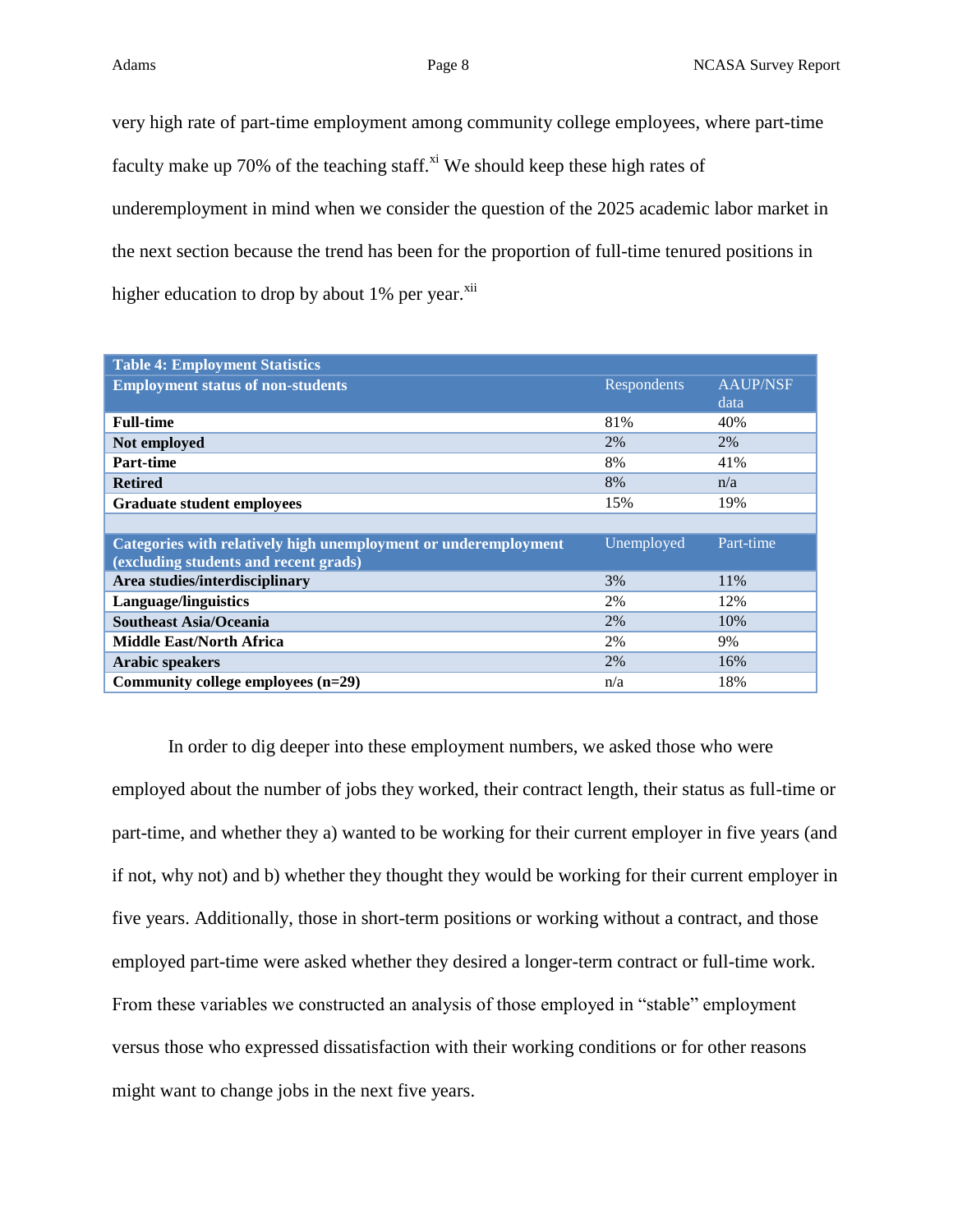very high rate of part-time employment among community college employees, where part-time faculty make up 70% of the teaching staff.[xi] We should keep these high rates of underemployment in mind when we consider the question of the 2025 academic labor market in the next section because the trend has been for the proportion of full-time tenured positions in higher education to drop by about 1% per year.[xii]

| Table 4: Employment Statistics | | |
|---|---|---|
| **Employment status of non-students** | Respondents | AAUP/NSF data |
| **Full-time** | 81% | 40% |
| **Not employed** | 2% | 2% |
| **Part-time** | 8% | 41% |
| **Retired** | 8% | n/a |
| **Graduate student employees** | 15% | 19% |
| | | |
| **Categories with relatively high unemployment or underemployment (excluding students and recent grads)** | Unemployed | Part-time |
| **Area studies/interdisciplinary** | 3% | 11% |
| **Language/linguistics** | 2% | 12% |
| **Southeast Asia/Oceania** | 2% | 10% |
| **Middle East/North Africa** | 2% | 9% |
| **Arabic speakers** | 2% | 16% |
| **Community college employees (n=29)** | n/a | 18% |

In order to dig deeper into these employment numbers, we asked those who were employed about the number of jobs they worked, their contract length, their status as full-time or part-time, and whether they a) wanted to be working for their current employer in five years (and if not, why not) and b) whether they thought they would be working for their current employer in five years. Additionally, those in short-term positions or working without a contract, and those employed part-time were asked whether they desired a longer-term contract or full-time work. From these variables we constructed an analysis of those employed in "stable" employment versus those who expressed dissatisfaction with their working conditions or for other reasons might want to change jobs in the next five years.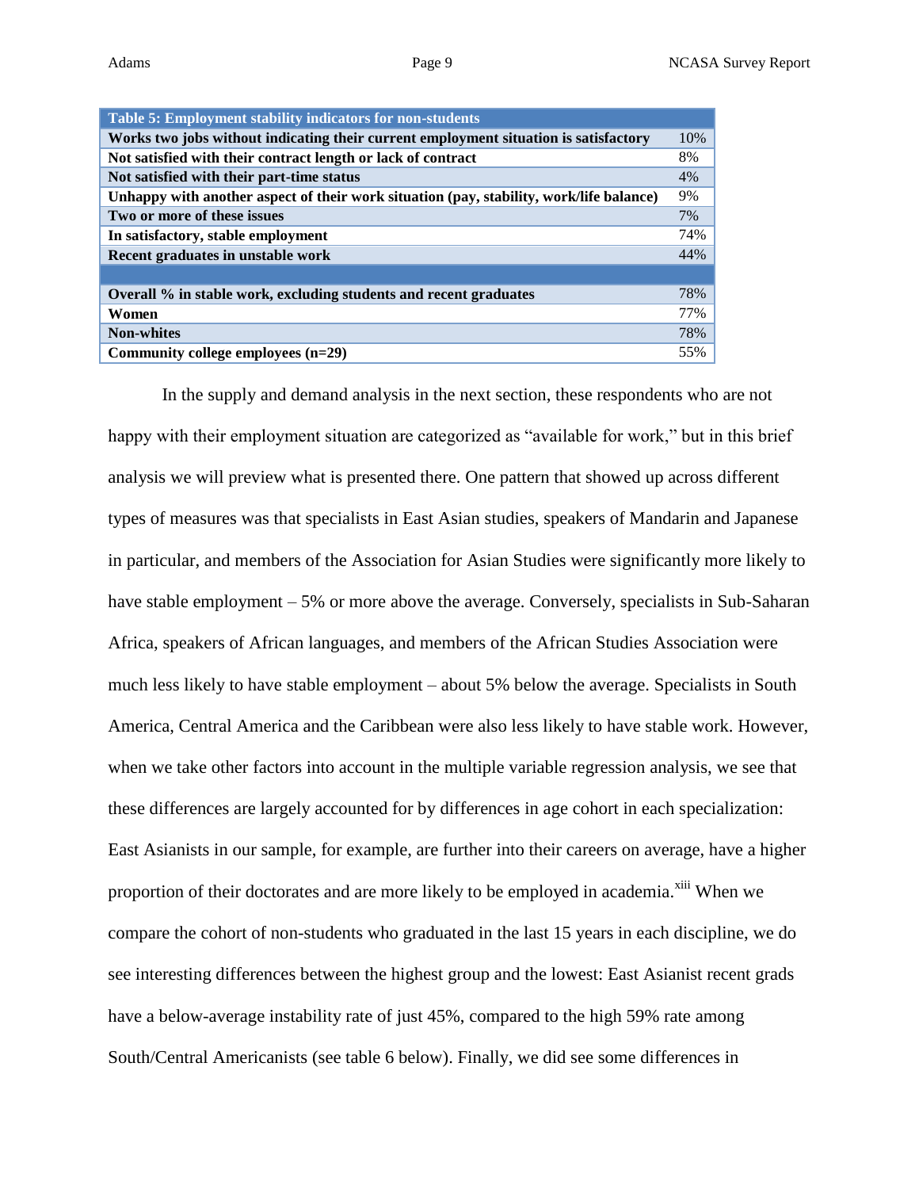| Table 5: Employment stability indicators for non-students | |
|---|---|
| **Works two jobs without indicating their current employment situation is satisfactory** | 10% |
| **Not satisfied with their contract length or lack of contract** | 8% |
| **Not satisfied with their part-time status** | 4% |
| **Unhappy with another aspect of their work situation (pay, stability, work/life balance)** | 9% |
| **Two or more of these issues** | 7% |
| **In satisfactory, stable employment** | 74% |
| **Recent graduates in unstable work** | 44% |
| | |
| **Overall % in stable work, excluding students and recent graduates** | 78% |
| **Women** | 77% |
| **Non-whites** | 78% |
| **Community college employees (n=29)** | 55% |

In the supply and demand analysis in the next section, these respondents who are not happy with their employment situation are categorized as "available for work," but in this brief analysis we will preview what is presented there. One pattern that showed up across different types of measures was that specialists in East Asian studies, speakers of Mandarin and Japanese in particular, and members of the Association for Asian Studies were significantly more likely to have stable employment – 5% or more above the average. Conversely, specialists in Sub-Saharan Africa, speakers of African languages, and members of the African Studies Association were much less likely to have stable employment – about 5% below the average. Specialists in South America, Central America and the Caribbean were also less likely to have stable work. However, when we take other factors into account in the multiple variable regression analysis, we see that these differences are largely accounted for by differences in age cohort in each specialization: East Asianists in our sample, for example, are further into their careers on average, have a higher proportion of their doctorates and are more likely to be employed in academia.[xiii] When we compare the cohort of non-students who graduated in the last 15 years in each discipline, we do see interesting differences between the highest group and the lowest: East Asianist recent grads have a below-average instability rate of just 45%, compared to the high 59% rate among South/Central Americanists (see table 6 below). Finally, we did see some differences in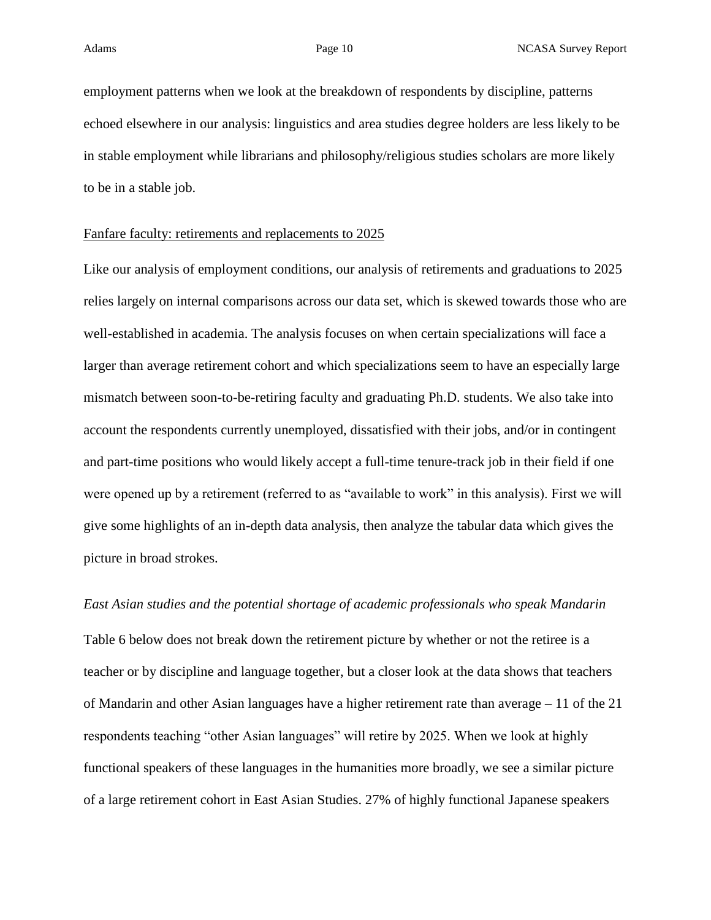employment patterns when we look at the breakdown of respondents by discipline, patterns echoed elsewhere in our analysis: linguistics and area studies degree holders are less likely to be in stable employment while librarians and philosophy/religious studies scholars are more likely to be in a stable job.

### Fanfare faculty: retirements and replacements to 2025

Like our analysis of employment conditions, our analysis of retirements and graduations to 2025 relies largely on internal comparisons across our data set, which is skewed towards those who are well-established in academia. The analysis focuses on when certain specializations will face a larger than average retirement cohort and which specializations seem to have an especially large mismatch between soon-to-be-retiring faculty and graduating Ph.D. students. We also take into account the respondents currently unemployed, dissatisfied with their jobs, and/or in contingent and part-time positions who would likely accept a full-time tenure-track job in their field if one were opened up by a retirement (referred to as "available to work" in this analysis). First we will give some highlights of an in-depth data analysis, then analyze the tabular data which gives the picture in broad strokes.

#### *East Asian studies and the potential shortage of academic professionals who speak Mandarin*

Table 6 below does not break down the retirement picture by whether or not the retiree is a teacher or by discipline and language together, but a closer look at the data shows that teachers of Mandarin and other Asian languages have a higher retirement rate than average – 11 of the 21 respondents teaching "other Asian languages" will retire by 2025. When we look at highly functional speakers of these languages in the humanities more broadly, we see a similar picture of a large retirement cohort in East Asian Studies. 27% of highly functional Japanese speakers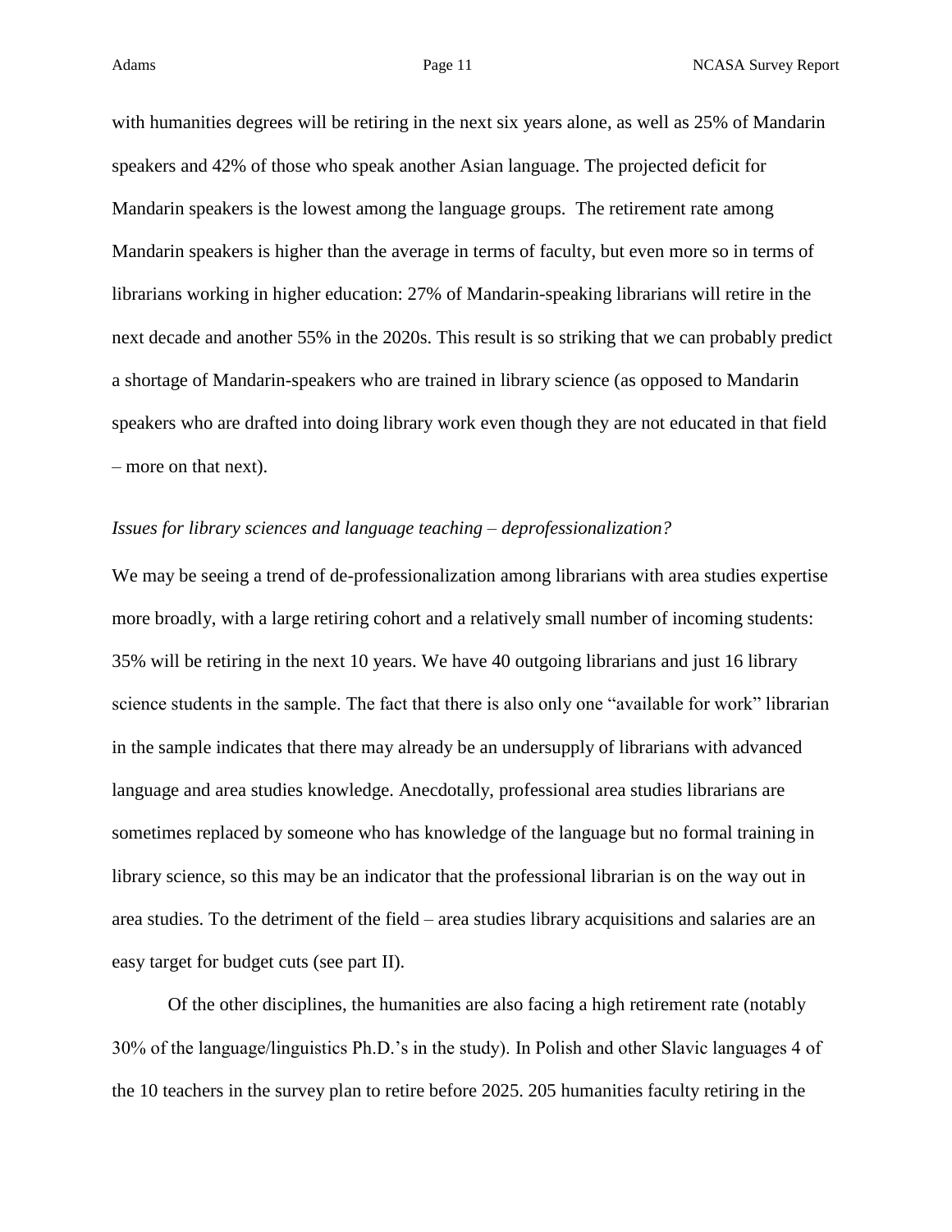with humanities degrees will be retiring in the next six years alone, as well as 25% of Mandarin speakers and 42% of those who speak another Asian language. The projected deficit for Mandarin speakers is the lowest among the language groups. The retirement rate among Mandarin speakers is higher than the average in terms of faculty, but even more so in terms of librarians working in higher education: 27% of Mandarin-speaking librarians will retire in the next decade and another 55% in the 2020s. This result is so striking that we can probably predict a shortage of Mandarin-speakers who are trained in library science (as opposed to Mandarin speakers who are drafted into doing library work even though they are not educated in that field – more on that next).

*Issues for library sciences and language teaching – deprofessionalization?*

We may be seeing a trend of de-professionalization among librarians with area studies expertise more broadly, with a large retiring cohort and a relatively small number of incoming students: 35% will be retiring in the next 10 years. We have 40 outgoing librarians and just 16 library science students in the sample. The fact that there is also only one "available for work" librarian in the sample indicates that there may already be an undersupply of librarians with advanced language and area studies knowledge. Anecdotally, professional area studies librarians are sometimes replaced by someone who has knowledge of the language but no formal training in library science, so this may be an indicator that the professional librarian is on the way out in area studies. To the detriment of the field – area studies library acquisitions and salaries are an easy target for budget cuts (see part II).

Of the other disciplines, the humanities are also facing a high retirement rate (notably 30% of the language/linguistics Ph.D.'s in the study). In Polish and other Slavic languages 4 of the 10 teachers in the survey plan to retire before 2025. 205 humanities faculty retiring in the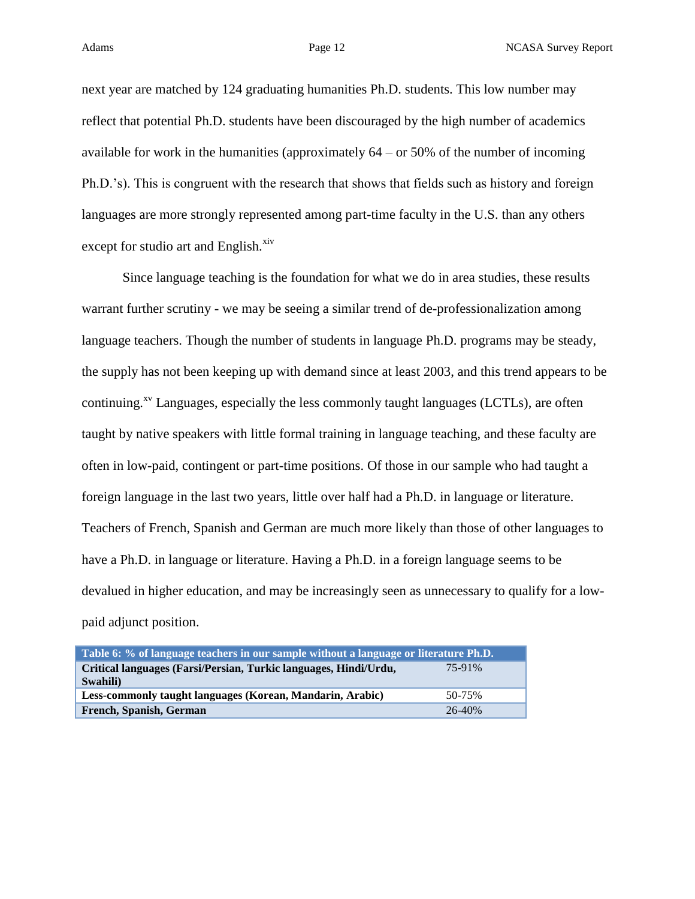next year are matched by 124 graduating humanities Ph.D. students. This low number may reflect that potential Ph.D. students have been discouraged by the high number of academics available for work in the humanities (approximately 64 – or 50% of the number of incoming Ph.D.'s). This is congruent with the research that shows that fields such as history and foreign languages are more strongly represented among part-time faculty in the U.S. than any others except for studio art and English.[xiv]

Since language teaching is the foundation for what we do in area studies, these results warrant further scrutiny - we may be seeing a similar trend of de-professionalization among language teachers. Though the number of students in language Ph.D. programs may be steady, the supply has not been keeping up with demand since at least 2003, and this trend appears to be continuing.[xv] Languages, especially the less commonly taught languages (LCTLs), are often taught by native speakers with little formal training in language teaching, and these faculty are often in low-paid, contingent or part-time positions. Of those in our sample who had taught a foreign language in the last two years, little over half had a Ph.D. in language or literature. Teachers of French, Spanish and German are much more likely than those of other languages to have a Ph.D. in language or literature. Having a Ph.D. in a foreign language seems to be devalued in higher education, and may be increasingly seen as unnecessary to qualify for a low-paid adjunct position.

| Table 6: % of language teachers in our sample without a language or literature Ph.D. | |
|---|---|
| **Critical languages (Farsi/Persian, Turkic languages, Hindi/Urdu, Swahili)** | 75-91% |
| **Less-commonly taught languages (Korean, Mandarin, Arabic)** | 50-75% |
| **French, Spanish, German** | 26-40% |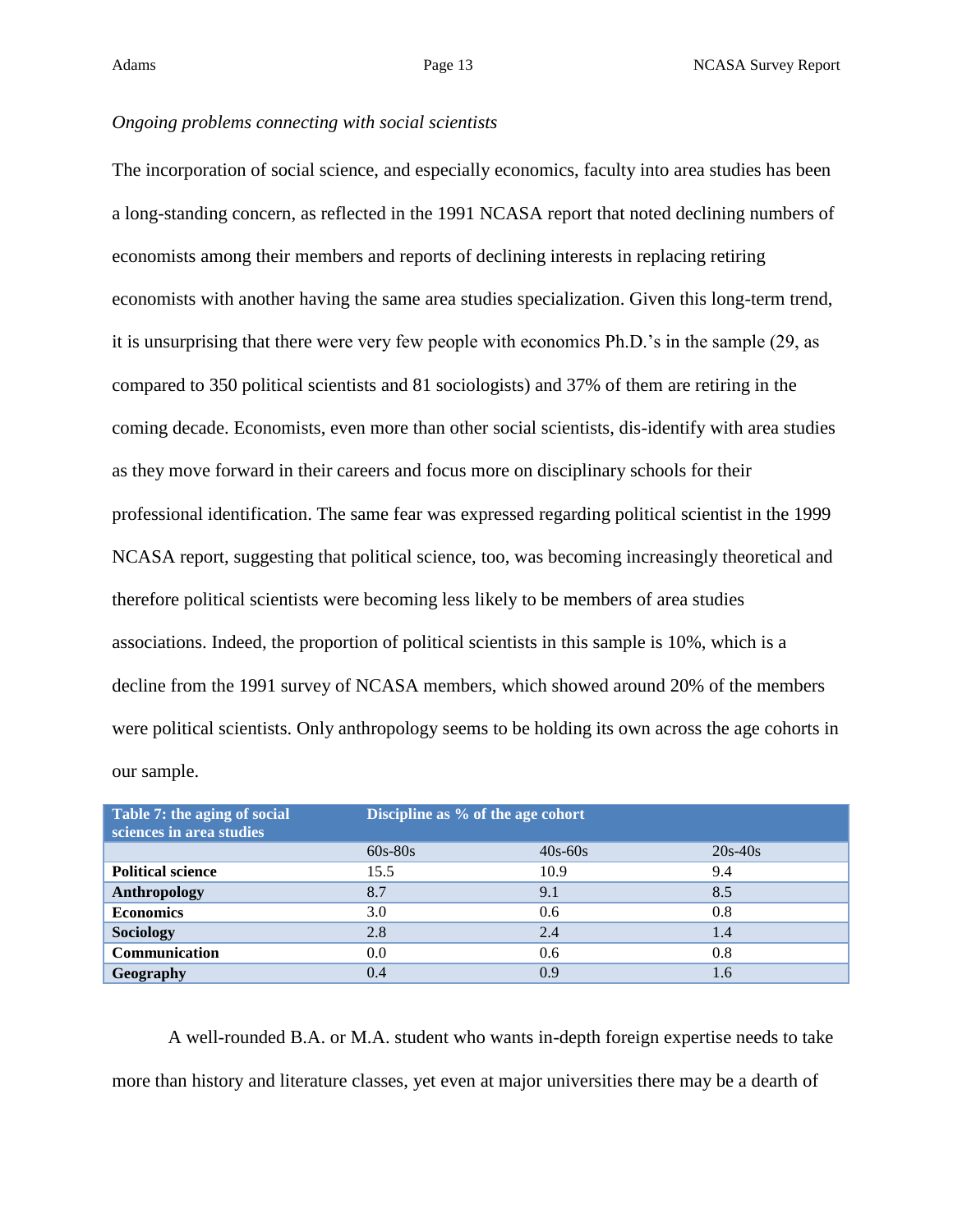*Ongoing problems connecting with social scientists*

The incorporation of social science, and especially economics, faculty into area studies has been a long-standing concern, as reflected in the 1991 NCASA report that noted declining numbers of economists among their members and reports of declining interests in replacing retiring economists with another having the same area studies specialization. Given this long-term trend, it is unsurprising that there were very few people with economics Ph.D.'s in the sample (29, as compared to 350 political scientists and 81 sociologists) and 37% of them are retiring in the coming decade. Economists, even more than other social scientists, dis-identify with area studies as they move forward in their careers and focus more on disciplinary schools for their professional identification. The same fear was expressed regarding political scientist in the 1999 NCASA report, suggesting that political science, too, was becoming increasingly theoretical and therefore political scientists were becoming less likely to be members of area studies associations. Indeed, the proportion of political scientists in this sample is 10%, which is a decline from the 1991 survey of NCASA members, which showed around 20% of the members were political scientists. Only anthropology seems to be holding its own across the age cohorts in our sample.

| **Table 7: the aging of social sciences in area studies** | **Discipline as % of the age cohort** | | |
|---|---|---|---|
| | 60s-80s | 40s-60s | 20s-40s |
| **Political science** | 15.5 | 10.9 | 9.4 |
| **Anthropology** | 8.7 | 9.1 | 8.5 |
| **Economics** | 3.0 | 0.6 | 0.8 |
| **Sociology** | 2.8 | 2.4 | 1.4 |
| **Communication** | 0.0 | 0.6 | 0.8 |
| **Geography** | 0.4 | 0.9 | 1.6 |

A well-rounded B.A. or M.A. student who wants in-depth foreign expertise needs to take more than history and literature classes, yet even at major universities there may be a dearth of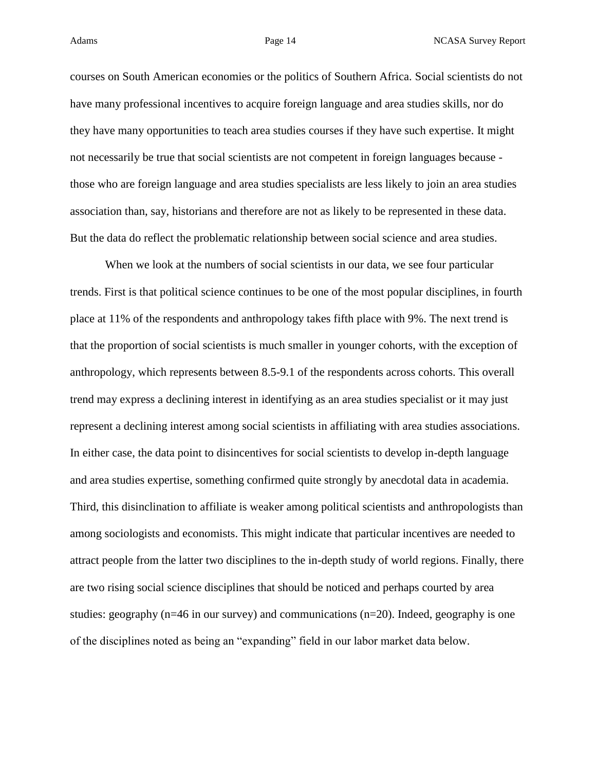courses on South American economies or the politics of Southern Africa. Social scientists do not have many professional incentives to acquire foreign language and area studies skills, nor do they have many opportunities to teach area studies courses if they have such expertise. It might not necessarily be true that social scientists are not competent in foreign languages because - those who are foreign language and area studies specialists are less likely to join an area studies association than, say, historians and therefore are not as likely to be represented in these data. But the data do reflect the problematic relationship between social science and area studies.

When we look at the numbers of social scientists in our data, we see four particular trends. First is that political science continues to be one of the most popular disciplines, in fourth place at 11% of the respondents and anthropology takes fifth place with 9%. The next trend is that the proportion of social scientists is much smaller in younger cohorts, with the exception of anthropology, which represents between 8.5-9.1 of the respondents across cohorts. This overall trend may express a declining interest in identifying as an area studies specialist or it may just represent a declining interest among social scientists in affiliating with area studies associations. In either case, the data point to disincentives for social scientists to develop in-depth language and area studies expertise, something confirmed quite strongly by anecdotal data in academia. Third, this disinclination to affiliate is weaker among political scientists and anthropologists than among sociologists and economists. This might indicate that particular incentives are needed to attract people from the latter two disciplines to the in-depth study of world regions. Finally, there are two rising social science disciplines that should be noticed and perhaps courted by area studies: geography (n=46 in our survey) and communications (n=20). Indeed, geography is one of the disciplines noted as being an "expanding" field in our labor market data below.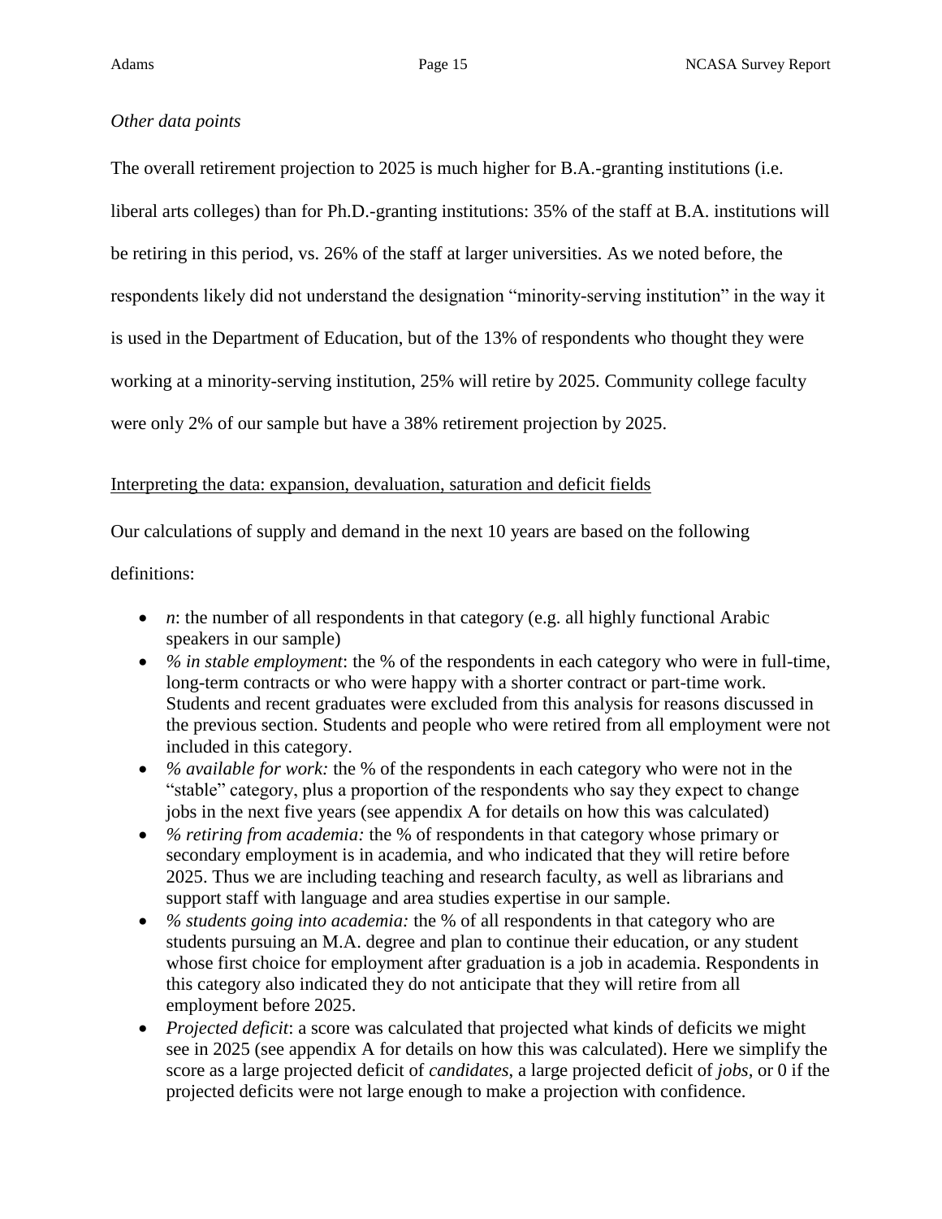*Other data points*

The overall retirement projection to 2025 is much higher for B.A.-granting institutions (i.e. liberal arts colleges) than for Ph.D.-granting institutions: 35% of the staff at B.A. institutions will be retiring in this period, vs. 26% of the staff at larger universities. As we noted before, the respondents likely did not understand the designation "minority-serving institution" in the way it is used in the Department of Education, but of the 13% of respondents who thought they were working at a minority-serving institution, 25% will retire by 2025. Community college faculty were only 2% of our sample but have a 38% retirement projection by 2025.

<u>Interpreting the data: expansion, devaluation, saturation and deficit fields</u>

Our calculations of supply and demand in the next 10 years are based on the following definitions:

- *n*: the number of all respondents in that category (e.g. all highly functional Arabic speakers in our sample)
- *% in stable employment*: the % of the respondents in each category who were in full-time, long-term contracts or who were happy with a shorter contract or part-time work. Students and recent graduates were excluded from this analysis for reasons discussed in the previous section. Students and people who were retired from all employment were not included in this category.
- *% available for work:* the % of the respondents in each category who were not in the "stable" category, plus a proportion of the respondents who say they expect to change jobs in the next five years (see appendix A for details on how this was calculated)
- *% retiring from academia:* the % of respondents in that category whose primary or secondary employment is in academia, and who indicated that they will retire before 2025. Thus we are including teaching and research faculty, as well as librarians and support staff with language and area studies expertise in our sample.
- *% students going into academia:* the % of all respondents in that category who are students pursuing an M.A. degree and plan to continue their education, or any student whose first choice for employment after graduation is a job in academia. Respondents in this category also indicated they do not anticipate that they will retire from all employment before 2025.
- *Projected deficit*: a score was calculated that projected what kinds of deficits we might see in 2025 (see appendix A for details on how this was calculated). Here we simplify the score as a large projected deficit of *candidates*, a large projected deficit of *jobs*, or 0 if the projected deficits were not large enough to make a projection with confidence.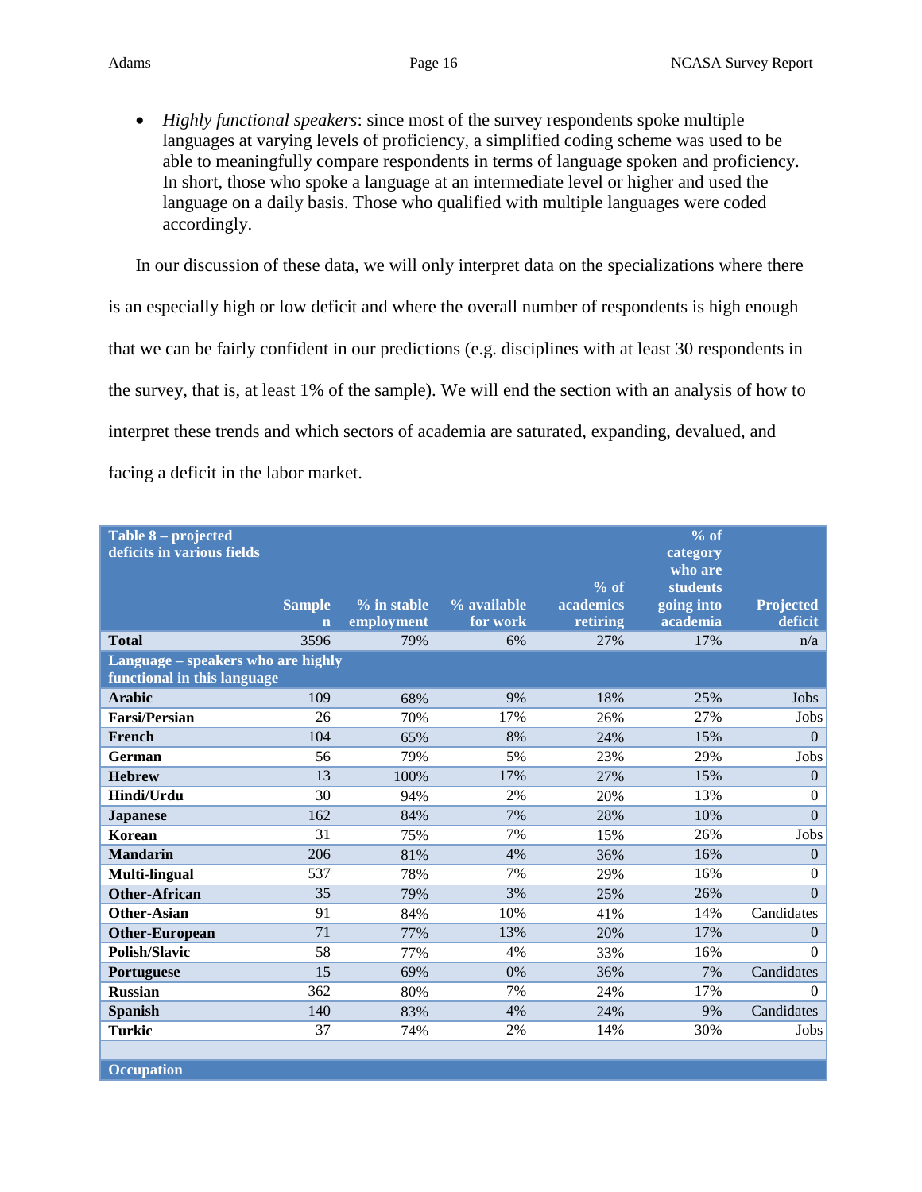- *Highly functional speakers*: since most of the survey respondents spoke multiple languages at varying levels of proficiency, a simplified coding scheme was used to be able to meaningfully compare respondents in terms of language spoken and proficiency. In short, those who spoke a language at an intermediate level or higher and used the language on a daily basis. Those who qualified with multiple languages were coded accordingly.

In our discussion of these data, we will only interpret data on the specializations where there is an especially high or low deficit and where the overall number of respondents is high enough that we can be fairly confident in our predictions (e.g. disciplines with at least 30 respondents in the survey, that is, at least 1% of the sample). We will end the section with an analysis of how to interpret these trends and which sectors of academia are saturated, expanding, devalued, and facing a deficit in the labor market.

| Table 8 – projected deficits in various fields | Sample n | % in stable employment | % available for work | % of academics retiring | % of category who are students going into academia | Projected deficit |
|---|---|---|---|---|---|---|
| **Total** | 3596 | 79% | 6% | 27% | 17% | n/a |
| **Language – speakers who are highly functional in this language** | | | | | | |
| **Arabic** | 109 | 68% | 9% | 18% | 25% | Jobs |
| **Farsi/Persian** | 26 | 70% | 17% | 26% | 27% | Jobs |
| **French** | 104 | 65% | 8% | 24% | 15% | 0 |
| **German** | 56 | 79% | 5% | 23% | 29% | Jobs |
| **Hebrew** | 13 | 100% | 17% | 27% | 15% | 0 |
| **Hindi/Urdu** | 30 | 94% | 2% | 20% | 13% | 0 |
| **Japanese** | 162 | 84% | 7% | 28% | 10% | 0 |
| **Korean** | 31 | 75% | 7% | 15% | 26% | Jobs |
| **Mandarin** | 206 | 81% | 4% | 36% | 16% | 0 |
| **Multi-lingual** | 537 | 78% | 7% | 29% | 16% | 0 |
| **Other-African** | 35 | 79% | 3% | 25% | 26% | 0 |
| **Other-Asian** | 91 | 84% | 10% | 41% | 14% | Candidates |
| **Other-European** | 71 | 77% | 13% | 20% | 17% | 0 |
| **Polish/Slavic** | 58 | 77% | 4% | 33% | 16% | 0 |
| **Portuguese** | 15 | 69% | 0% | 36% | 7% | Candidates |
| **Russian** | 362 | 80% | 7% | 24% | 17% | 0 |
| **Spanish** | 140 | 83% | 4% | 24% | 9% | Candidates |
| **Turkic** | 37 | 74% | 2% | 14% | 30% | Jobs |
| | | | | | | |
| **Occupation** | | | | | | |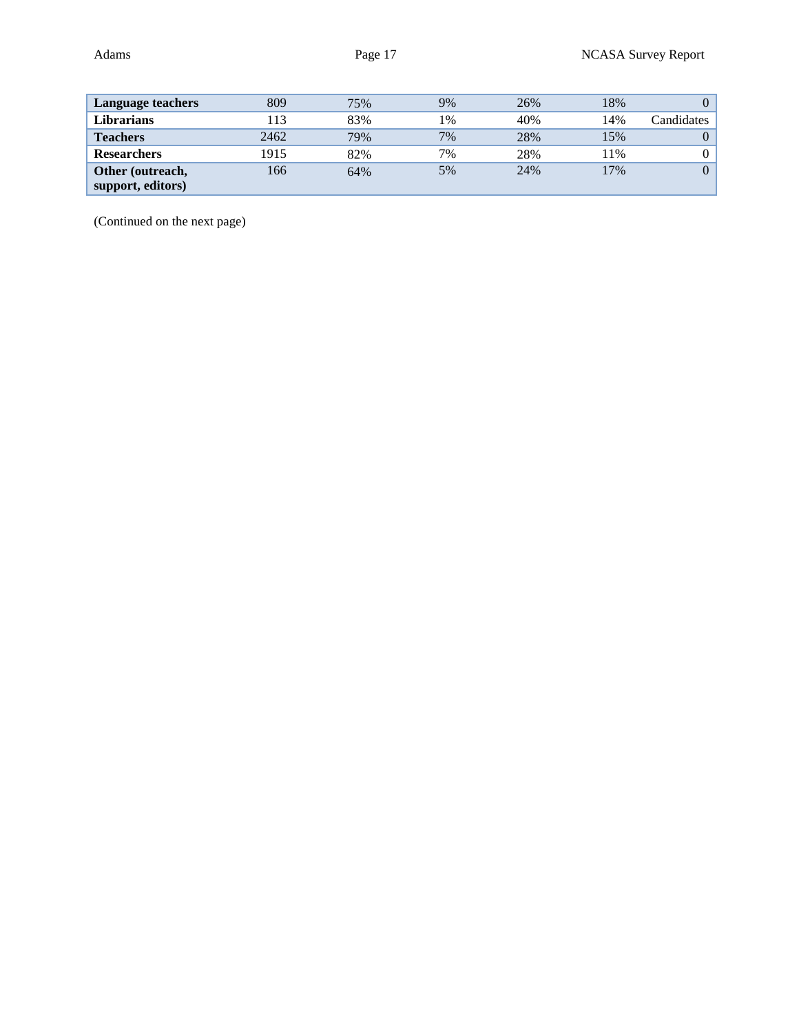| | | | | | | |
|---|---|---|---|---|---|---|
| **Language teachers** | 809 | 75% | 9% | 26% | 18% | 0 |
| **Librarians** | 113 | 83% | 1% | 40% | 14% | Candidates |
| **Teachers** | 2462 | 79% | 7% | 28% | 15% | 0 |
| **Researchers** | 1915 | 82% | 7% | 28% | 11% | 0 |
| **Other (outreach, support, editors)** | 166 | 64% | 5% | 24% | 17% | 0 |

(Continued on the next page)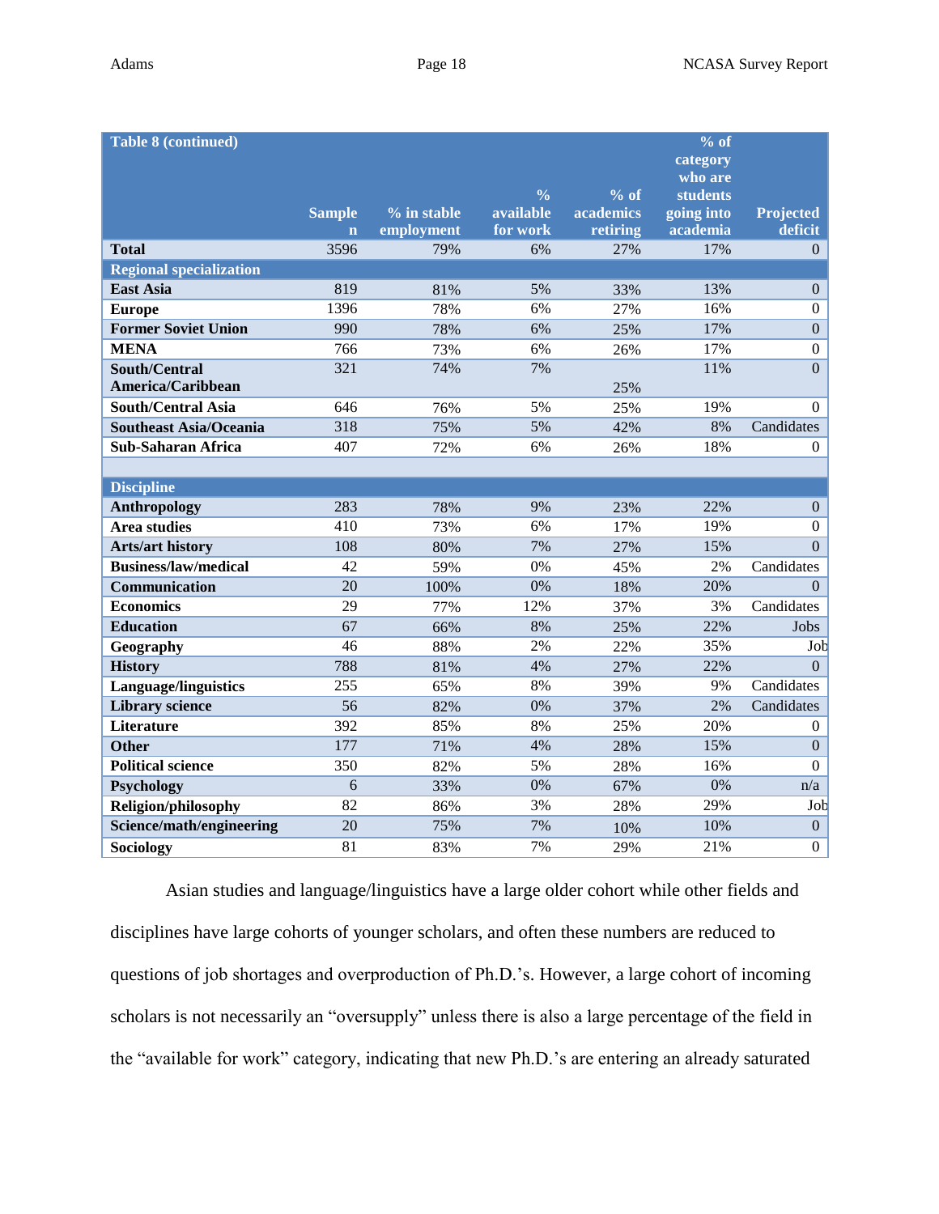| Table 8 (continued) | Sample n | % in stable employment | % available for work | % of academics retiring | % of category who are students going into academia | Projected deficit |
|---|---|---|---|---|---|---|
| **Total** | 3596 | 79% | 6% | 27% | 17% | 0 |
| **Regional specialization** | | | | | | |
| **East Asia** | 819 | 81% | 5% | 33% | 13% | 0 |
| **Europe** | 1396 | 78% | 6% | 27% | 16% | 0 |
| **Former Soviet Union** | 990 | 78% | 6% | 25% | 17% | 0 |
| **MENA** | 766 | 73% | 6% | 26% | 17% | 0 |
| **South/Central America/Caribbean** | 321 | 74% | 7% | 25% | 11% | 0 |
| **South/Central Asia** | 646 | 76% | 5% | 25% | 19% | 0 |
| **Southeast Asia/Oceania** | 318 | 75% | 5% | 42% | 8% | Candidates |
| **Sub-Saharan Africa** | 407 | 72% | 6% | 26% | 18% | 0 |
| | | | | | | |
| **Discipline** | | | | | | |
| **Anthropology** | 283 | 78% | 9% | 23% | 22% | 0 |
| **Area studies** | 410 | 73% | 6% | 17% | 19% | 0 |
| **Arts/art history** | 108 | 80% | 7% | 27% | 15% | 0 |
| **Business/law/medical** | 42 | 59% | 0% | 45% | 2% | Candidates |
| **Communication** | 20 | 100% | 0% | 18% | 20% | 0 |
| **Economics** | 29 | 77% | 12% | 37% | 3% | Candidates |
| **Education** | 67 | 66% | 8% | 25% | 22% | Jobs |
| **Geography** | 46 | 88% | 2% | 22% | 35% | Job |
| **History** | 788 | 81% | 4% | 27% | 22% | 0 |
| **Language/linguistics** | 255 | 65% | 8% | 39% | 9% | Candidates |
| **Library science** | 56 | 82% | 0% | 37% | 2% | Candidates |
| **Literature** | 392 | 85% | 8% | 25% | 20% | 0 |
| **Other** | 177 | 71% | 4% | 28% | 15% | 0 |
| **Political science** | 350 | 82% | 5% | 28% | 16% | 0 |
| **Psychology** | 6 | 33% | 0% | 67% | 0% | n/a |
| **Religion/philosophy** | 82 | 86% | 3% | 28% | 29% | Job |
| **Science/math/engineering** | 20 | 75% | 7% | 10% | 10% | 0 |
| **Sociology** | 81 | 83% | 7% | 29% | 21% | 0 |

Asian studies and language/linguistics have a large older cohort while other fields and disciplines have large cohorts of younger scholars, and often these numbers are reduced to questions of job shortages and overproduction of Ph.D.'s. However, a large cohort of incoming scholars is not necessarily an "oversupply" unless there is also a large percentage of the field in the "available for work" category, indicating that new Ph.D.'s are entering an already saturated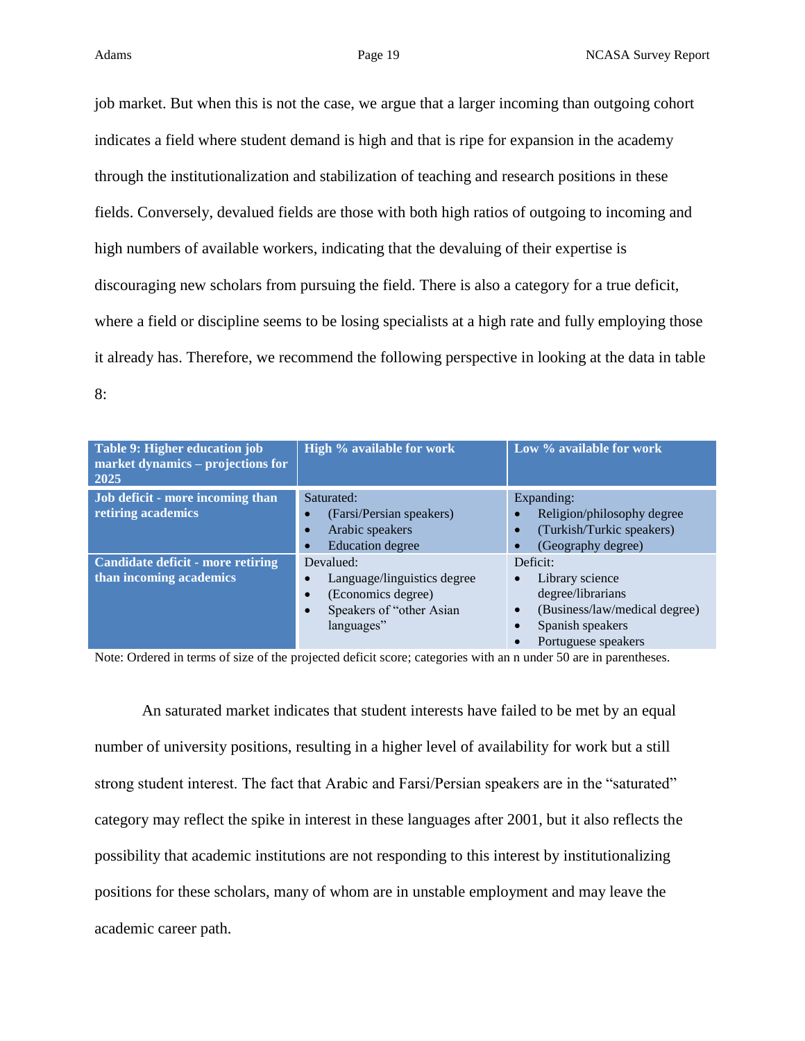job market. But when this is not the case, we argue that a larger incoming than outgoing cohort indicates a field where student demand is high and that is ripe for expansion in the academy through the institutionalization and stabilization of teaching and research positions in these fields. Conversely, devalued fields are those with both high ratios of outgoing to incoming and high numbers of available workers, indicating that the devaluing of their expertise is discouraging new scholars from pursuing the field. There is also a category for a true deficit, where a field or discipline seems to be losing specialists at a high rate and fully employing those it already has. Therefore, we recommend the following perspective in looking at the data in table 8:

| Table 9: Higher education job market dynamics – projections for 2025 | High % available for work | Low % available for work |
|---|---|---|
| **Job deficit - more incoming than retiring academics** | Saturated:<br>• (Farsi/Persian speakers)<br>• Arabic speakers<br>• Education degree | Expanding:<br>• Religion/philosophy degree<br>• (Turkish/Turkic speakers)<br>• (Geography degree) |
| **Candidate deficit - more retiring than incoming academics** | Devalued:<br>• Language/linguistics degree<br>• (Economics degree)<br>• Speakers of "other Asian languages" | Deficit:<br>• Library science degree/librarians<br>• (Business/law/medical degree)<br>• Spanish speakers<br>• Portuguese speakers |

Note: Ordered in terms of size of the projected deficit score; categories with an n under 50 are in parentheses.

An saturated market indicates that student interests have failed to be met by an equal number of university positions, resulting in a higher level of availability for work but a still strong student interest. The fact that Arabic and Farsi/Persian speakers are in the "saturated" category may reflect the spike in interest in these languages after 2001, but it also reflects the possibility that academic institutions are not responding to this interest by institutionalizing positions for these scholars, many of whom are in unstable employment and may leave the academic career path.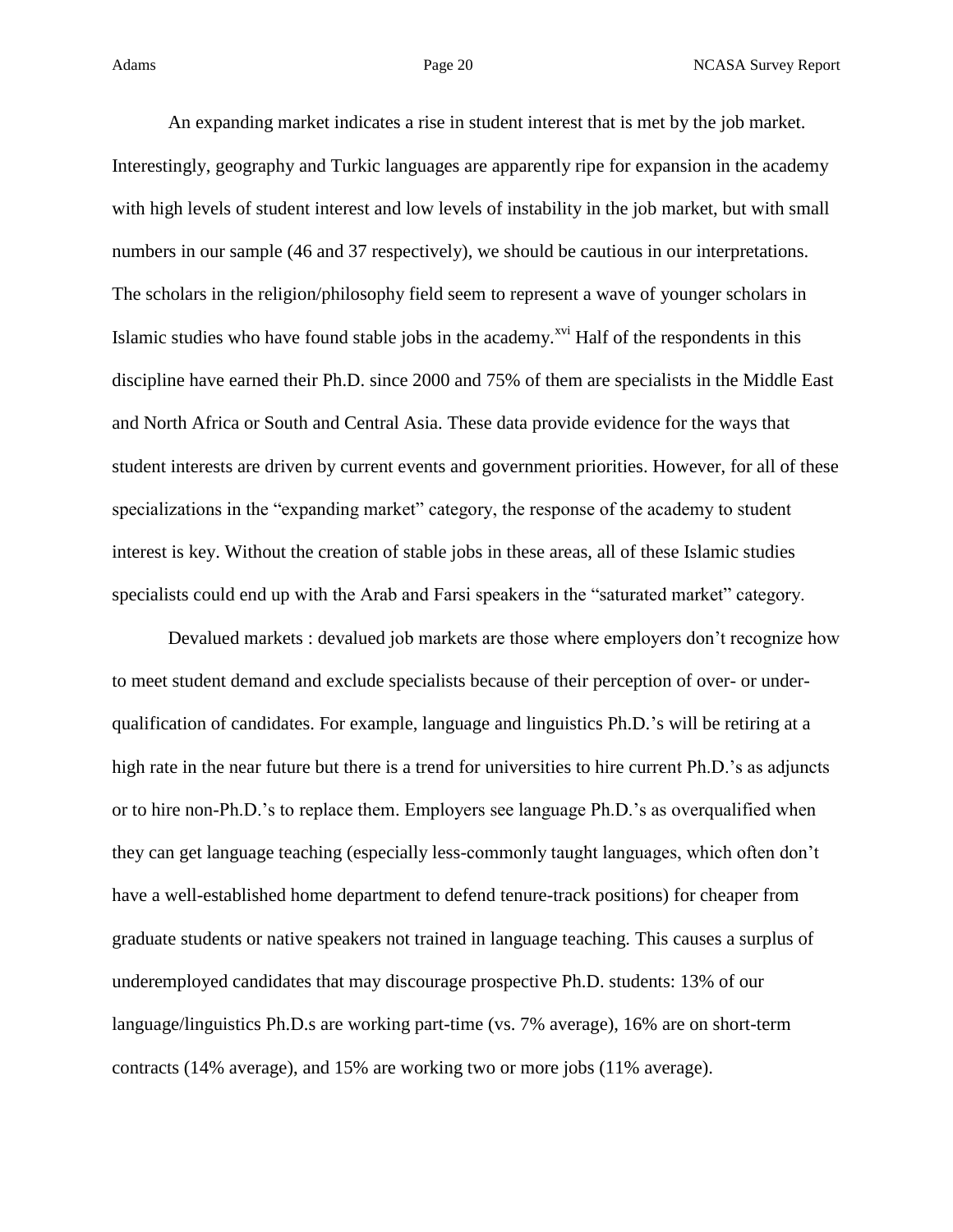An expanding market indicates a rise in student interest that is met by the job market. Interestingly, geography and Turkic languages are apparently ripe for expansion in the academy with high levels of student interest and low levels of instability in the job market, but with small numbers in our sample (46 and 37 respectively), we should be cautious in our interpretations. The scholars in the religion/philosophy field seem to represent a wave of younger scholars in Islamic studies who have found stable jobs in the academy.[xvi] Half of the respondents in this discipline have earned their Ph.D. since 2000 and 75% of them are specialists in the Middle East and North Africa or South and Central Asia. These data provide evidence for the ways that student interests are driven by current events and government priorities. However, for all of these specializations in the "expanding market" category, the response of the academy to student interest is key. Without the creation of stable jobs in these areas, all of these Islamic studies specialists could end up with the Arab and Farsi speakers in the "saturated market" category.

Devalued markets : devalued job markets are those where employers don't recognize how to meet student demand and exclude specialists because of their perception of over- or under-qualification of candidates. For example, language and linguistics Ph.D.'s will be retiring at a high rate in the near future but there is a trend for universities to hire current Ph.D.'s as adjuncts or to hire non-Ph.D.'s to replace them. Employers see language Ph.D.'s as overqualified when they can get language teaching (especially less-commonly taught languages, which often don't have a well-established home department to defend tenure-track positions) for cheaper from graduate students or native speakers not trained in language teaching. This causes a surplus of underemployed candidates that may discourage prospective Ph.D. students: 13% of our language/linguistics Ph.D.s are working part-time (vs. 7% average), 16% are on short-term contracts (14% average), and 15% are working two or more jobs (11% average).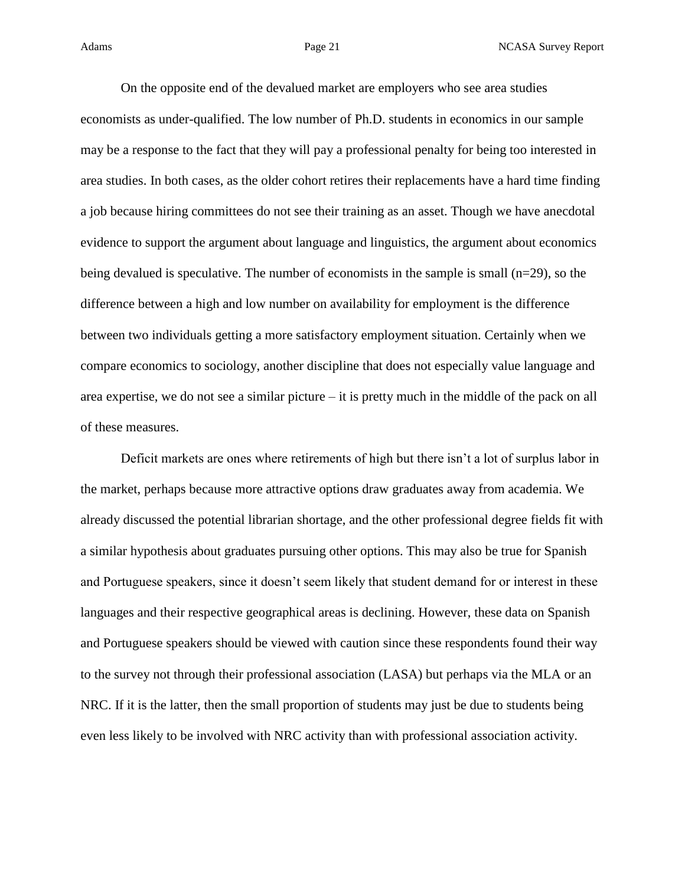On the opposite end of the devalued market are employers who see area studies economists as under-qualified. The low number of Ph.D. students in economics in our sample may be a response to the fact that they will pay a professional penalty for being too interested in area studies. In both cases, as the older cohort retires their replacements have a hard time finding a job because hiring committees do not see their training as an asset. Though we have anecdotal evidence to support the argument about language and linguistics, the argument about economics being devalued is speculative. The number of economists in the sample is small (n=29), so the difference between a high and low number on availability for employment is the difference between two individuals getting a more satisfactory employment situation. Certainly when we compare economics to sociology, another discipline that does not especially value language and area expertise, we do not see a similar picture – it is pretty much in the middle of the pack on all of these measures.

Deficit markets are ones where retirements of high but there isn't a lot of surplus labor in the market, perhaps because more attractive options draw graduates away from academia. We already discussed the potential librarian shortage, and the other professional degree fields fit with a similar hypothesis about graduates pursuing other options. This may also be true for Spanish and Portuguese speakers, since it doesn't seem likely that student demand for or interest in these languages and their respective geographical areas is declining. However, these data on Spanish and Portuguese speakers should be viewed with caution since these respondents found their way to the survey not through their professional association (LASA) but perhaps via the MLA or an NRC. If it is the latter, then the small proportion of students may just be due to students being even less likely to be involved with NRC activity than with professional association activity.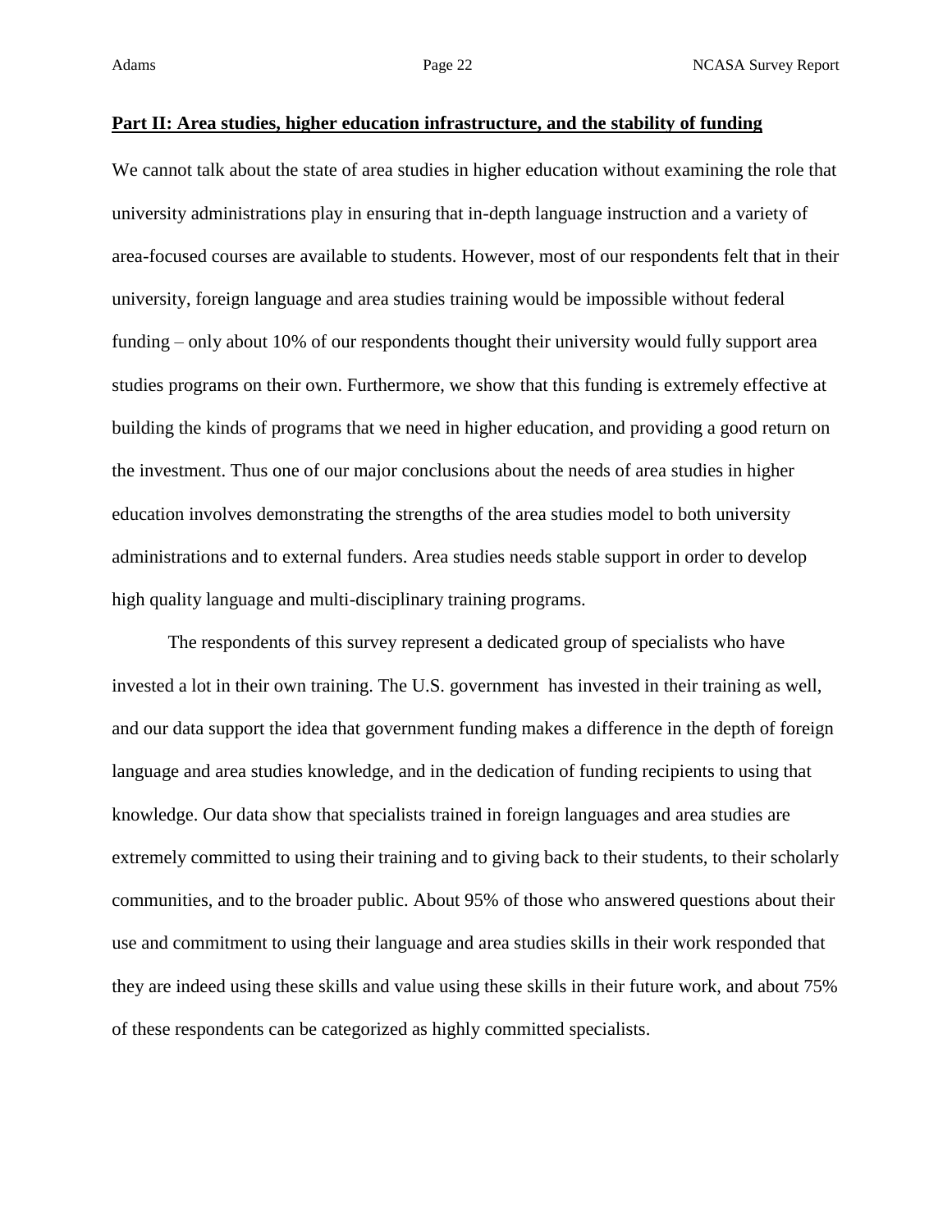## Part II: Area studies, higher education infrastructure, and the stability of funding

We cannot talk about the state of area studies in higher education without examining the role that university administrations play in ensuring that in-depth language instruction and a variety of area-focused courses are available to students. However, most of our respondents felt that in their university, foreign language and area studies training would be impossible without federal funding – only about 10% of our respondents thought their university would fully support area studies programs on their own. Furthermore, we show that this funding is extremely effective at building the kinds of programs that we need in higher education, and providing a good return on the investment. Thus one of our major conclusions about the needs of area studies in higher education involves demonstrating the strengths of the area studies model to both university administrations and to external funders. Area studies needs stable support in order to develop high quality language and multi-disciplinary training programs.

The respondents of this survey represent a dedicated group of specialists who have invested a lot in their own training. The U.S. government has invested in their training as well, and our data support the idea that government funding makes a difference in the depth of foreign language and area studies knowledge, and in the dedication of funding recipients to using that knowledge. Our data show that specialists trained in foreign languages and area studies are extremely committed to using their training and to giving back to their students, to their scholarly communities, and to the broader public. About 95% of those who answered questions about their use and commitment to using their language and area studies skills in their work responded that they are indeed using these skills and value using these skills in their future work, and about 75% of these respondents can be categorized as highly committed specialists.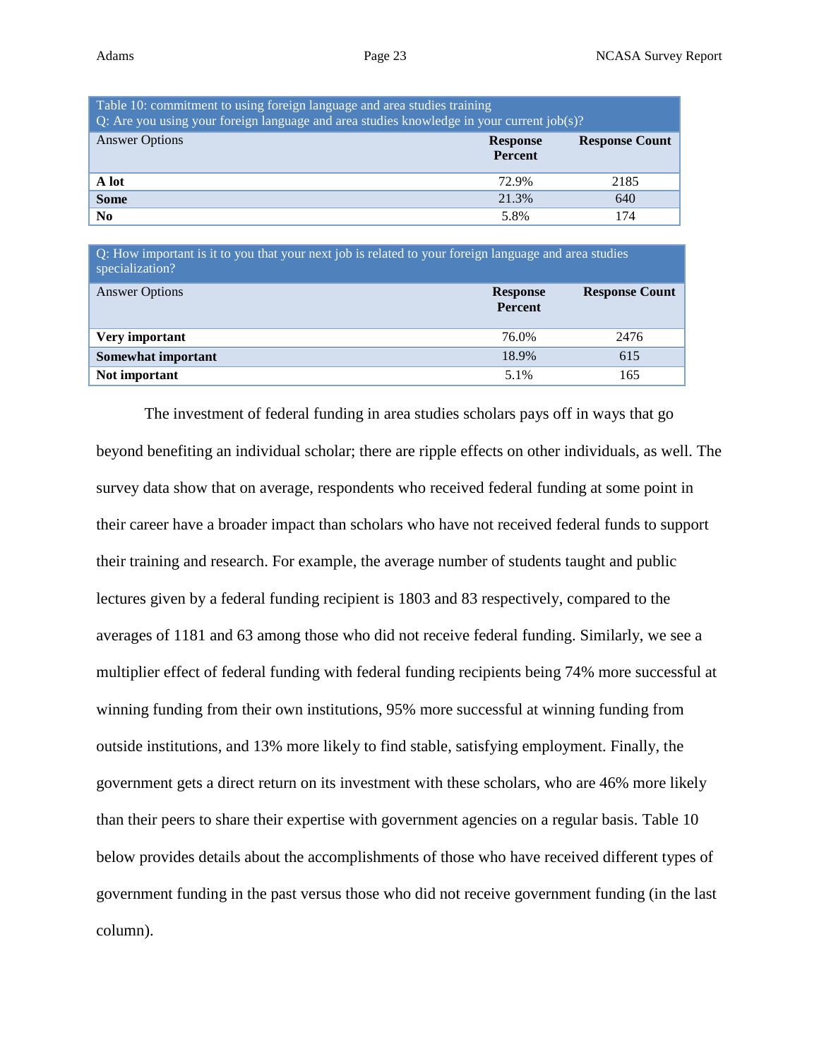Table 10: commitment to using foreign language and area studies training

Q: Are you using your foreign language and area studies knowledge in your current job(s)?

| Answer Options | Response Percent | Response Count |
|---|---|---|
| **A lot** | 72.9% | 2185 |
| **Some** | 21.3% | 640 |
| **No** | 5.8% | 174 |

Q: How important is it to you that your next job is related to your foreign language and area studies specialization?

| Answer Options | Response Percent | Response Count |
|---|---|---|
| **Very important** | 76.0% | 2476 |
| **Somewhat important** | 18.9% | 615 |
| **Not important** | 5.1% | 165 |

The investment of federal funding in area studies scholars pays off in ways that go beyond benefiting an individual scholar; there are ripple effects on other individuals, as well. The survey data show that on average, respondents who received federal funding at some point in their career have a broader impact than scholars who have not received federal funds to support their training and research. For example, the average number of students taught and public lectures given by a federal funding recipient is 1803 and 83 respectively, compared to the averages of 1181 and 63 among those who did not receive federal funding. Similarly, we see a multiplier effect of federal funding with federal funding recipients being 74% more successful at winning funding from their own institutions, 95% more successful at winning funding from outside institutions, and 13% more likely to find stable, satisfying employment. Finally, the government gets a direct return on its investment with these scholars, who are 46% more likely than their peers to share their expertise with government agencies on a regular basis. Table 10 below provides details about the accomplishments of those who have received different types of government funding in the past versus those who did not receive government funding (in the last column).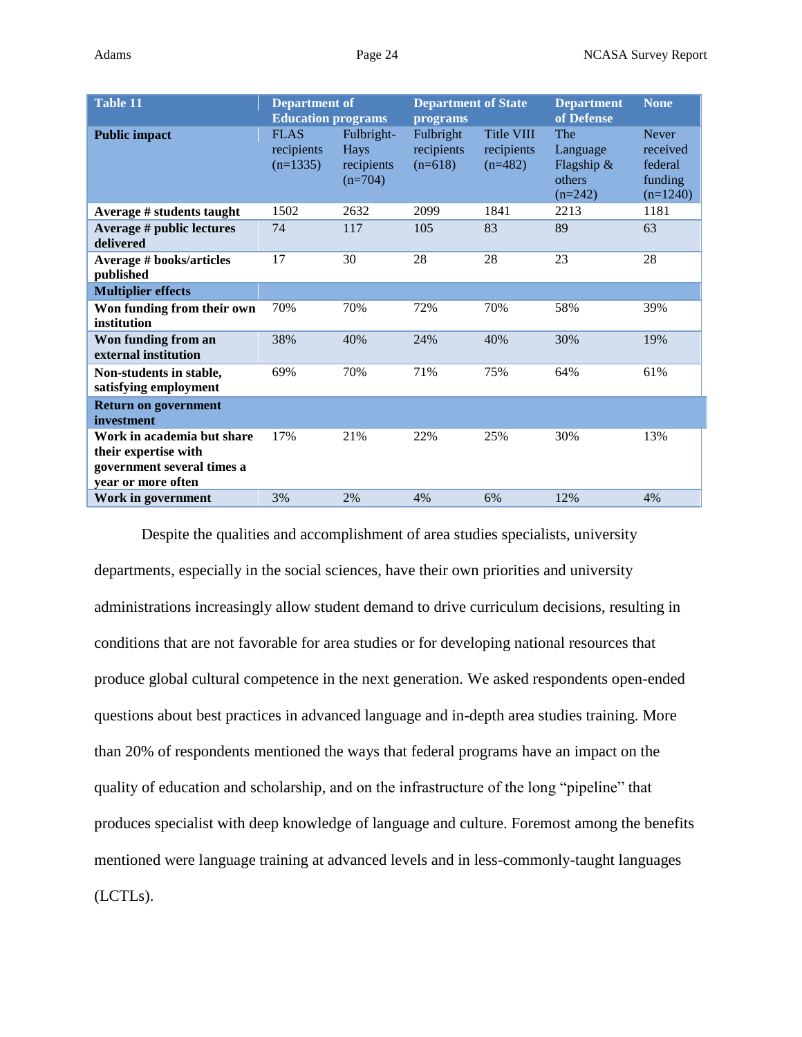| Table 11 | Department of Education programs | | Department of State programs | | Department of Defense | None |
|---|---|---|---|---|---|---|
| **Public impact** | FLAS recipients (n=1335) | Fulbright-Hays recipients (n=704) | Fulbright recipients (n=618) | Title VIII recipients (n=482) | The Language Flagship & others (n=242) | Never received federal funding (n=1240) |
| **Average # students taught** | 1502 | 2632 | 2099 | 1841 | 2213 | 1181 |
| **Average # public lectures delivered** | 74 | 117 | 105 | 83 | 89 | 63 |
| **Average # books/articles published** | 17 | 30 | 28 | 28 | 23 | 28 |
| **Multiplier effects** | | | | | | |
| **Won funding from their own institution** | 70% | 70% | 72% | 70% | 58% | 39% |
| **Won funding from an external institution** | 38% | 40% | 24% | 40% | 30% | 19% |
| **Non-students in stable, satisfying employment** | 69% | 70% | 71% | 75% | 64% | 61% |
| **Return on government investment** | | | | | | |
| **Work in academia but share their expertise with government several times a year or more often** | 17% | 21% | 22% | 25% | 30% | 13% |
| **Work in government** | 3% | 2% | 4% | 6% | 12% | 4% |

Despite the qualities and accomplishment of area studies specialists, university departments, especially in the social sciences, have their own priorities and university administrations increasingly allow student demand to drive curriculum decisions, resulting in conditions that are not favorable for area studies or for developing national resources that produce global cultural competence in the next generation. We asked respondents open-ended questions about best practices in advanced language and in-depth area studies training. More than 20% of respondents mentioned the ways that federal programs have an impact on the quality of education and scholarship, and on the infrastructure of the long "pipeline" that produces specialist with deep knowledge of language and culture. Foremost among the benefits mentioned were language training at advanced levels and in less-commonly-taught languages (LCTLs).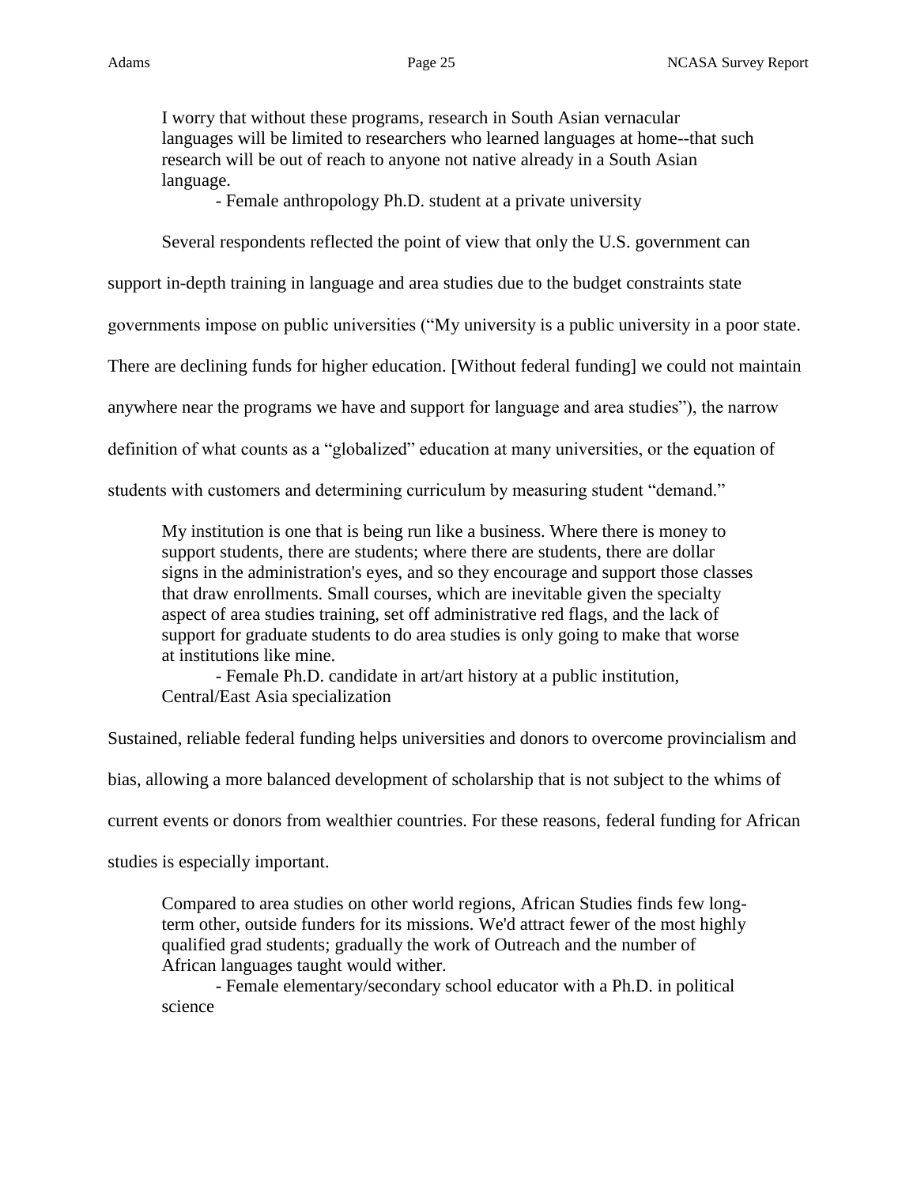> I worry that without these programs, research in South Asian vernacular languages will be limited to researchers who learned languages at home--that such research will be out of reach to anyone not native already in a South Asian language.
>
> - Female anthropology Ph.D. student at a private university

Several respondents reflected the point of view that only the U.S. government can support in-depth training in language and area studies due to the budget constraints state governments impose on public universities ("My university is a public university in a poor state. There are declining funds for higher education. [Without federal funding] we could not maintain anywhere near the programs we have and support for language and area studies"), the narrow definition of what counts as a "globalized" education at many universities, or the equation of students with customers and determining curriculum by measuring student "demand."

> My institution is one that is being run like a business. Where there is money to support students, there are students; where there are students, there are dollar signs in the administration's eyes, and so they encourage and support those classes that draw enrollments. Small courses, which are inevitable given the specialty aspect of area studies training, set off administrative red flags, and the lack of support for graduate students to do area studies is only going to make that worse at institutions like mine.
>
> - Female Ph.D. candidate in art/art history at a public institution, Central/East Asia specialization

Sustained, reliable federal funding helps universities and donors to overcome provincialism and bias, allowing a more balanced development of scholarship that is not subject to the whims of current events or donors from wealthier countries. For these reasons, federal funding for African studies is especially important.

> Compared to area studies on other world regions, African Studies finds few long-term other, outside funders for its missions. We'd attract fewer of the most highly qualified grad students; gradually the work of Outreach and the number of African languages taught would wither.
>
> - Female elementary/secondary school educator with a Ph.D. in political science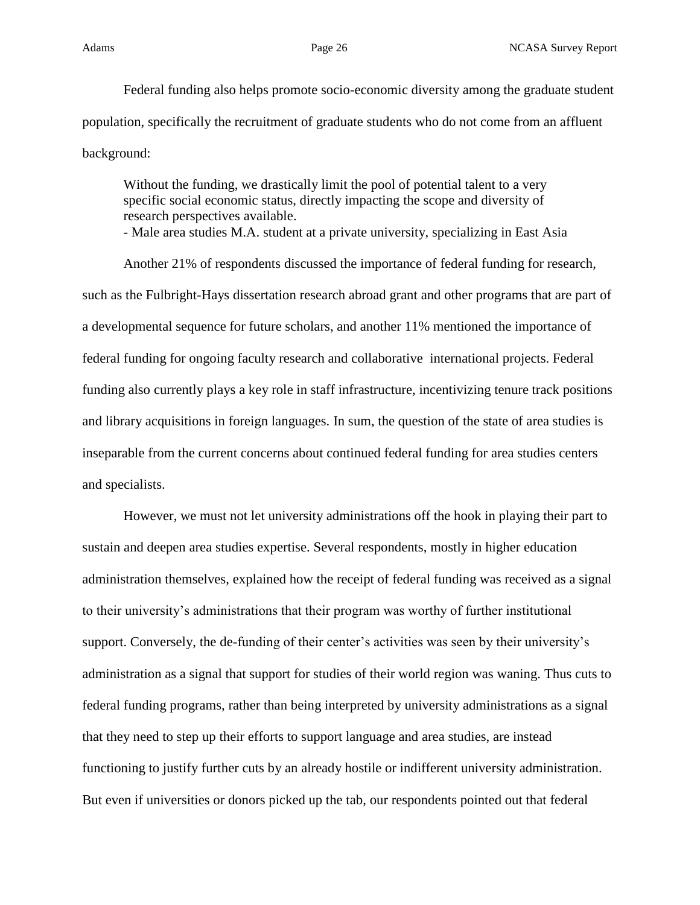Federal funding also helps promote socio-economic diversity among the graduate student population, specifically the recruitment of graduate students who do not come from an affluent background:

> Without the funding, we drastically limit the pool of potential talent to a very specific social economic status, directly impacting the scope and diversity of research perspectives available.
> - Male area studies M.A. student at a private university, specializing in East Asia

Another 21% of respondents discussed the importance of federal funding for research, such as the Fulbright-Hays dissertation research abroad grant and other programs that are part of a developmental sequence for future scholars, and another 11% mentioned the importance of federal funding for ongoing faculty research and collaborative international projects. Federal funding also currently plays a key role in staff infrastructure, incentivizing tenure track positions and library acquisitions in foreign languages. In sum, the question of the state of area studies is inseparable from the current concerns about continued federal funding for area studies centers and specialists.

However, we must not let university administrations off the hook in playing their part to sustain and deepen area studies expertise. Several respondents, mostly in higher education administration themselves, explained how the receipt of federal funding was received as a signal to their university's administrations that their program was worthy of further institutional support. Conversely, the de-funding of their center's activities was seen by their university's administration as a signal that support for studies of their world region was waning. Thus cuts to federal funding programs, rather than being interpreted by university administrations as a signal that they need to step up their efforts to support language and area studies, are instead functioning to justify further cuts by an already hostile or indifferent university administration. But even if universities or donors picked up the tab, our respondents pointed out that federal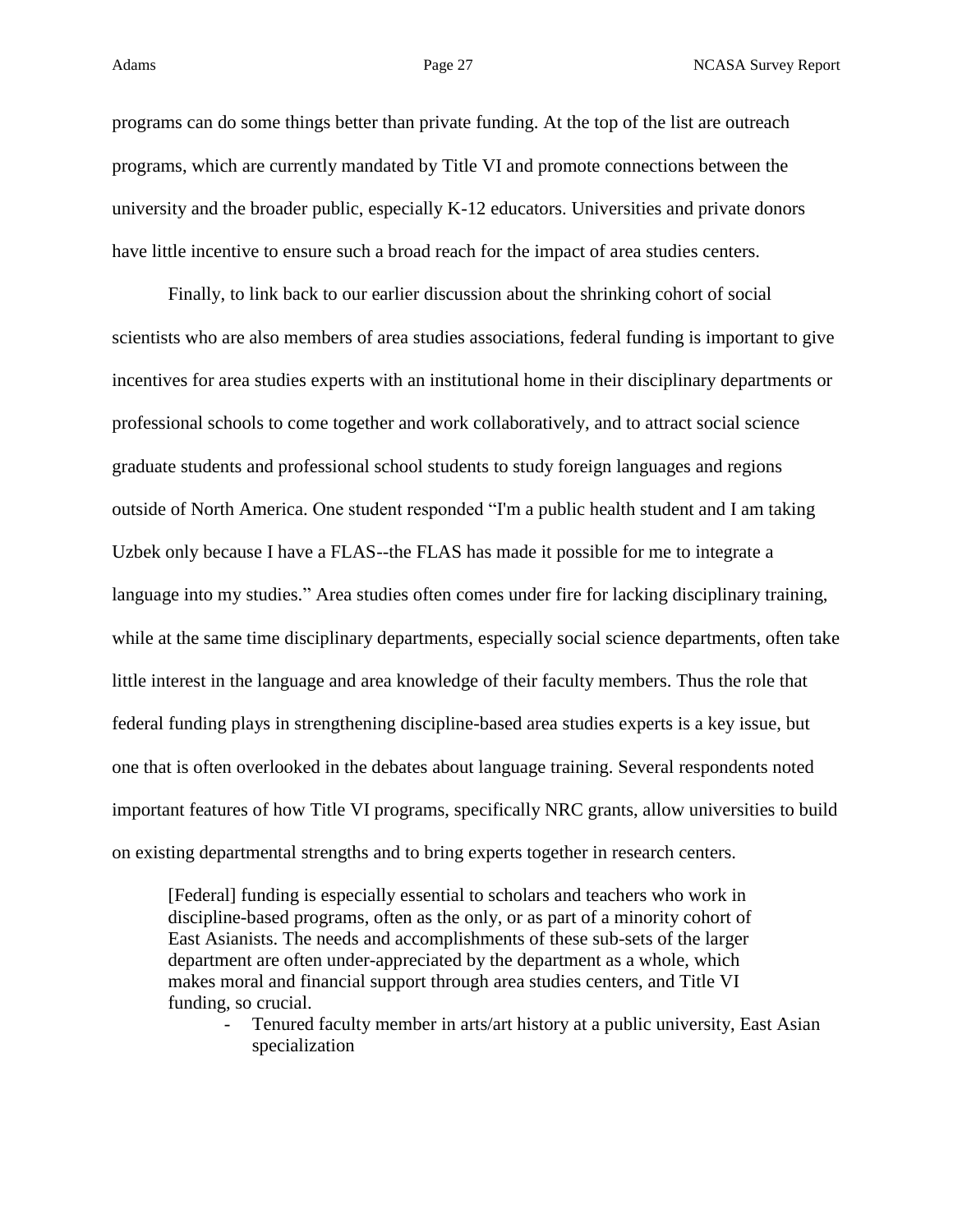programs can do some things better than private funding. At the top of the list are outreach programs, which are currently mandated by Title VI and promote connections between the university and the broader public, especially K-12 educators. Universities and private donors have little incentive to ensure such a broad reach for the impact of area studies centers.

Finally, to link back to our earlier discussion about the shrinking cohort of social scientists who are also members of area studies associations, federal funding is important to give incentives for area studies experts with an institutional home in their disciplinary departments or professional schools to come together and work collaboratively, and to attract social science graduate students and professional school students to study foreign languages and regions outside of North America. One student responded "I'm a public health student and I am taking Uzbek only because I have a FLAS--the FLAS has made it possible for me to integrate a language into my studies." Area studies often comes under fire for lacking disciplinary training, while at the same time disciplinary departments, especially social science departments, often take little interest in the language and area knowledge of their faculty members. Thus the role that federal funding plays in strengthening discipline-based area studies experts is a key issue, but one that is often overlooked in the debates about language training. Several respondents noted important features of how Title VI programs, specifically NRC grants, allow universities to build on existing departmental strengths and to bring experts together in research centers.

> [Federal] funding is especially essential to scholars and teachers who work in discipline-based programs, often as the only, or as part of a minority cohort of East Asianists. The needs and accomplishments of these sub-sets of the larger department are often under-appreciated by the department as a whole, which makes moral and financial support through area studies centers, and Title VI funding, so crucial.
>
> - Tenured faculty member in arts/art history at a public university, East Asian specialization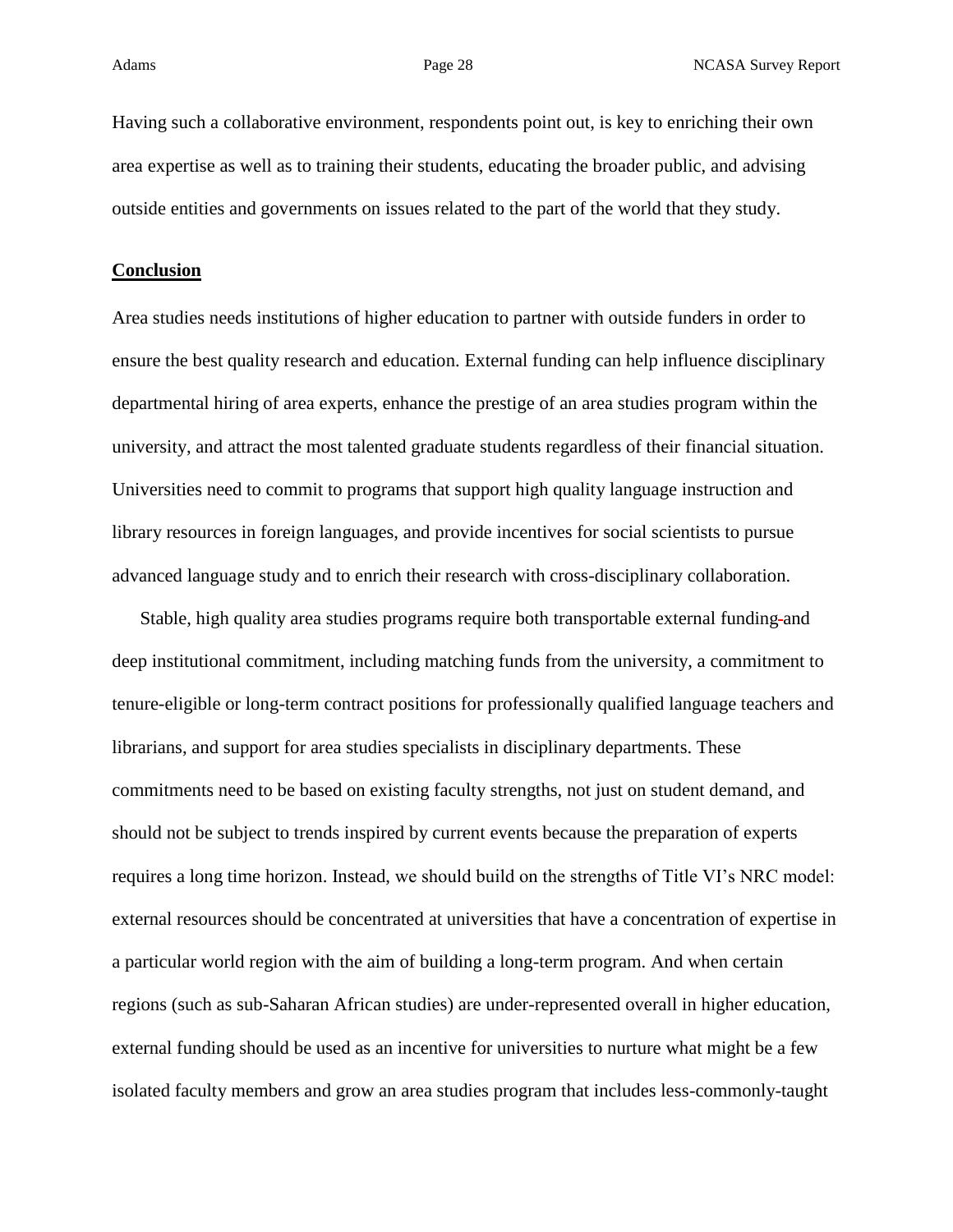Having such a collaborative environment, respondents point out, is key to enriching their own area expertise as well as to training their students, educating the broader public, and advising outside entities and governments on issues related to the part of the world that they study.

## Conclusion

Area studies needs institutions of higher education to partner with outside funders in order to ensure the best quality research and education. External funding can help influence disciplinary departmental hiring of area experts, enhance the prestige of an area studies program within the university, and attract the most talented graduate students regardless of their financial situation. Universities need to commit to programs that support high quality language instruction and library resources in foreign languages, and provide incentives for social scientists to pursue advanced language study and to enrich their research with cross-disciplinary collaboration.

Stable, high quality area studies programs require both transportable external funding and deep institutional commitment, including matching funds from the university, a commitment to tenure-eligible or long-term contract positions for professionally qualified language teachers and librarians, and support for area studies specialists in disciplinary departments. These commitments need to be based on existing faculty strengths, not just on student demand, and should not be subject to trends inspired by current events because the preparation of experts requires a long time horizon. Instead, we should build on the strengths of Title VI's NRC model: external resources should be concentrated at universities that have a concentration of expertise in a particular world region with the aim of building a long-term program. And when certain regions (such as sub-Saharan African studies) are under-represented overall in higher education, external funding should be used as an incentive for universities to nurture what might be a few isolated faculty members and grow an area studies program that includes less-commonly-taught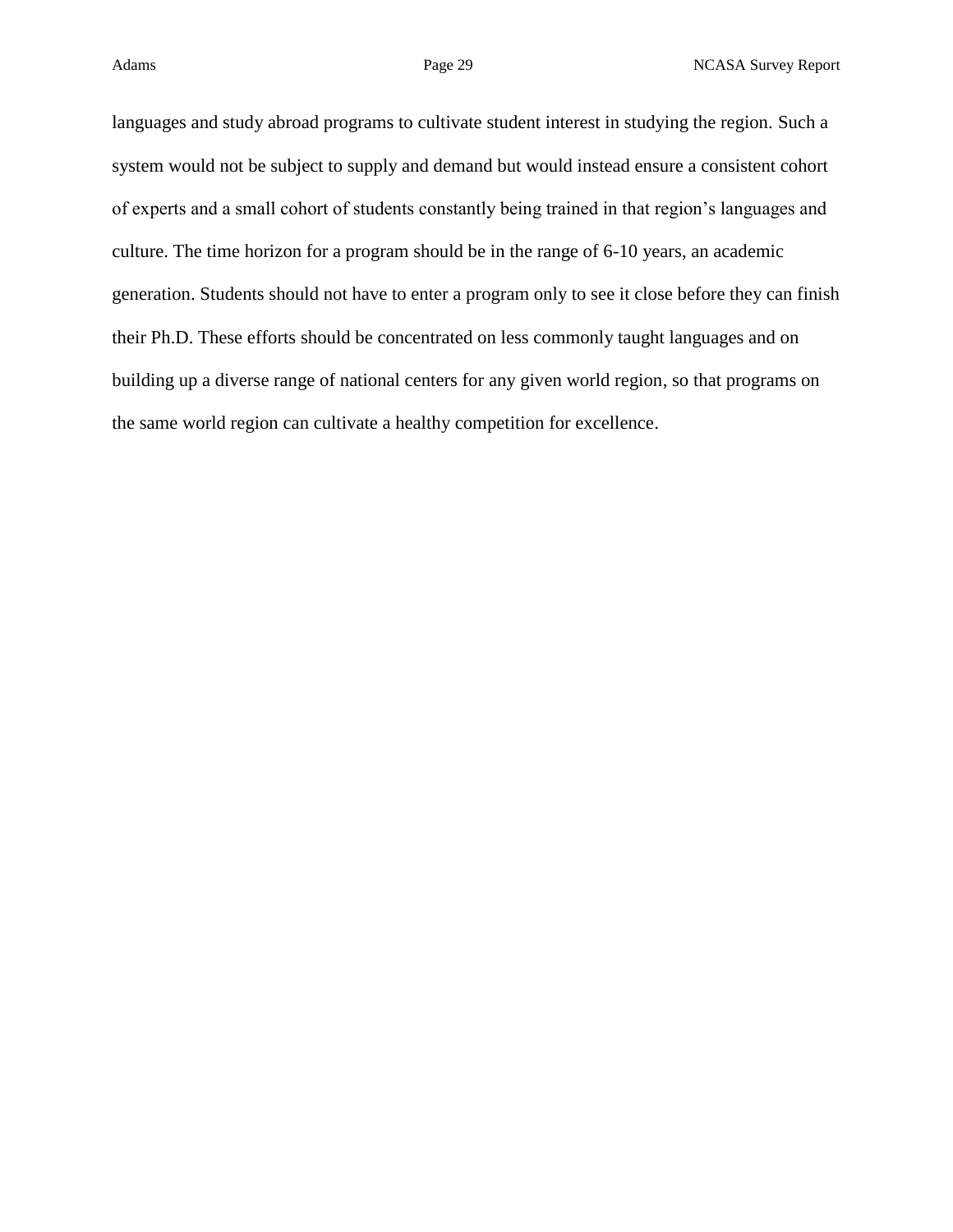languages and study abroad programs to cultivate student interest in studying the region. Such a system would not be subject to supply and demand but would instead ensure a consistent cohort of experts and a small cohort of students constantly being trained in that region's languages and culture. The time horizon for a program should be in the range of 6-10 years, an academic generation. Students should not have to enter a program only to see it close before they can finish their Ph.D. These efforts should be concentrated on less commonly taught languages and on building up a diverse range of national centers for any given world region, so that programs on the same world region can cultivate a healthy competition for excellence.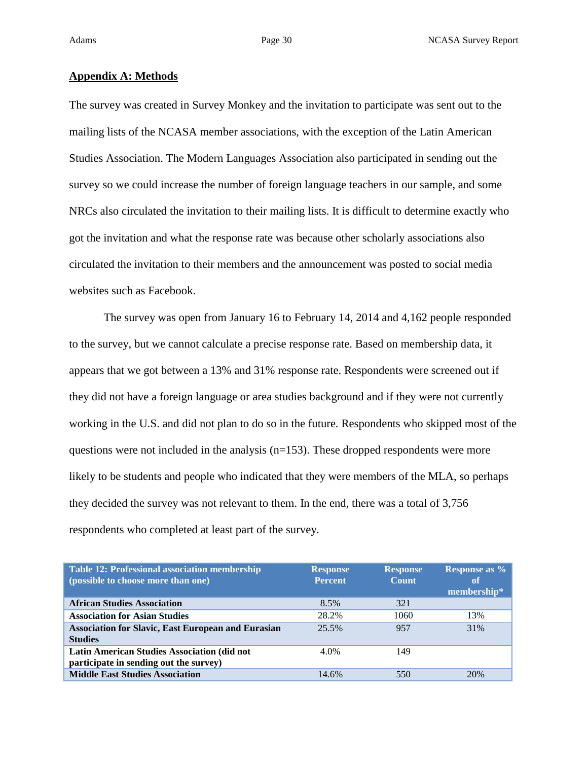## Appendix A: Methods

The survey was created in Survey Monkey and the invitation to participate was sent out to the mailing lists of the NCASA member associations, with the exception of the Latin American Studies Association. The Modern Languages Association also participated in sending out the survey so we could increase the number of foreign language teachers in our sample, and some NRCs also circulated the invitation to their mailing lists. It is difficult to determine exactly who got the invitation and what the response rate was because other scholarly associations also circulated the invitation to their members and the announcement was posted to social media websites such as Facebook.

The survey was open from January 16 to February 14, 2014 and 4,162 people responded to the survey, but we cannot calculate a precise response rate. Based on membership data, it appears that we got between a 13% and 31% response rate. Respondents were screened out if they did not have a foreign language or area studies background and if they were not currently working in the U.S. and did not plan to do so in the future. Respondents who skipped most of the questions were not included in the analysis (n=153). These dropped respondents were more likely to be students and people who indicated that they were members of the MLA, so perhaps they decided the survey was not relevant to them. In the end, there was a total of 3,756 respondents who completed at least part of the survey.

| Table 12: Professional association membership (possible to choose more than one) | Response Percent | Response Count | Response as % of membership* |
|---|---|---|---|
| **African Studies Association** | 8.5% | 321 | |
| **Association for Asian Studies** | 28.2% | 1060 | 13% |
| **Association for Slavic, East European and Eurasian Studies** | 25.5% | 957 | 31% |
| **Latin American Studies Association (did not participate in sending out the survey)** | 4.0% | 149 | |
| **Middle East Studies Association** | 14.6% | 550 | 20% |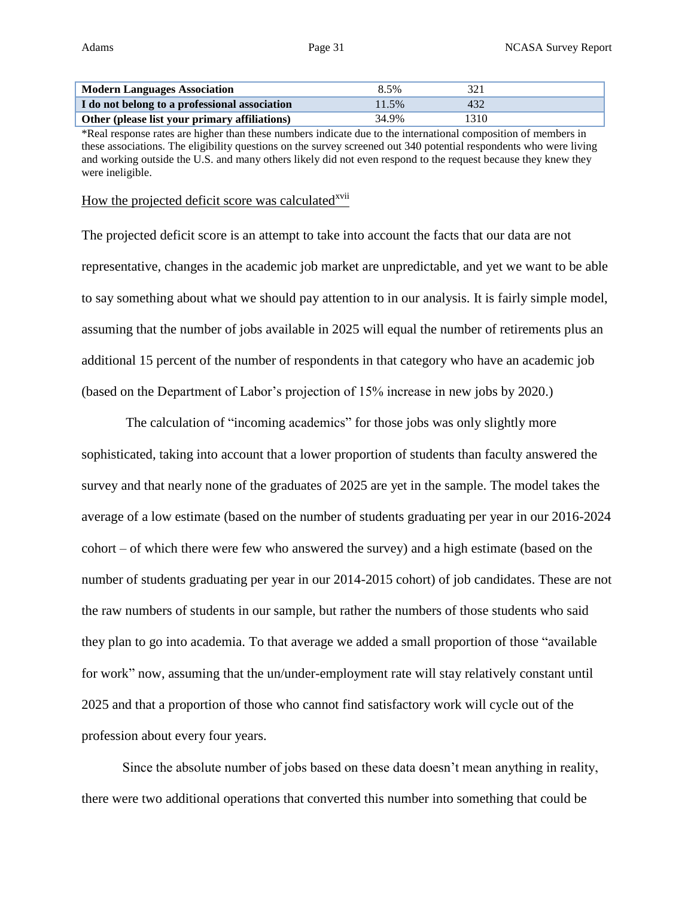| | | |
|---|---|---|
| **Modern Languages Association** | 8.5% | 321 |
| **I do not belong to a professional association** | 11.5% | 432 |
| **Other (please list your primary affiliations)** | 34.9% | 1310 |

*Real response rates are higher than these numbers indicate due to the international composition of members in these associations. The eligibility questions on the survey screened out 340 potential respondents who were living and working outside the U.S. and many others likely did not even respond to the request because they knew they were ineligible.

How the projected deficit score was calculated[xvii]

The projected deficit score is an attempt to take into account the facts that our data are not representative, changes in the academic job market are unpredictable, and yet we want to be able to say something about what we should pay attention to in our analysis. It is fairly simple model, assuming that the number of jobs available in 2025 will equal the number of retirements plus an additional 15 percent of the number of respondents in that category who have an academic job (based on the Department of Labor's projection of 15% increase in new jobs by 2020.)

The calculation of "incoming academics" for those jobs was only slightly more sophisticated, taking into account that a lower proportion of students than faculty answered the survey and that nearly none of the graduates of 2025 are yet in the sample. The model takes the average of a low estimate (based on the number of students graduating per year in our 2016-2024 cohort – of which there were few who answered the survey) and a high estimate (based on the number of students graduating per year in our 2014-2015 cohort) of job candidates. These are not the raw numbers of students in our sample, but rather the numbers of those students who said they plan to go into academia. To that average we added a small proportion of those "available for work" now, assuming that the un/under-employment rate will stay relatively constant until 2025 and that a proportion of those who cannot find satisfactory work will cycle out of the profession about every four years.

Since the absolute number of jobs based on these data doesn't mean anything in reality, there were two additional operations that converted this number into something that could be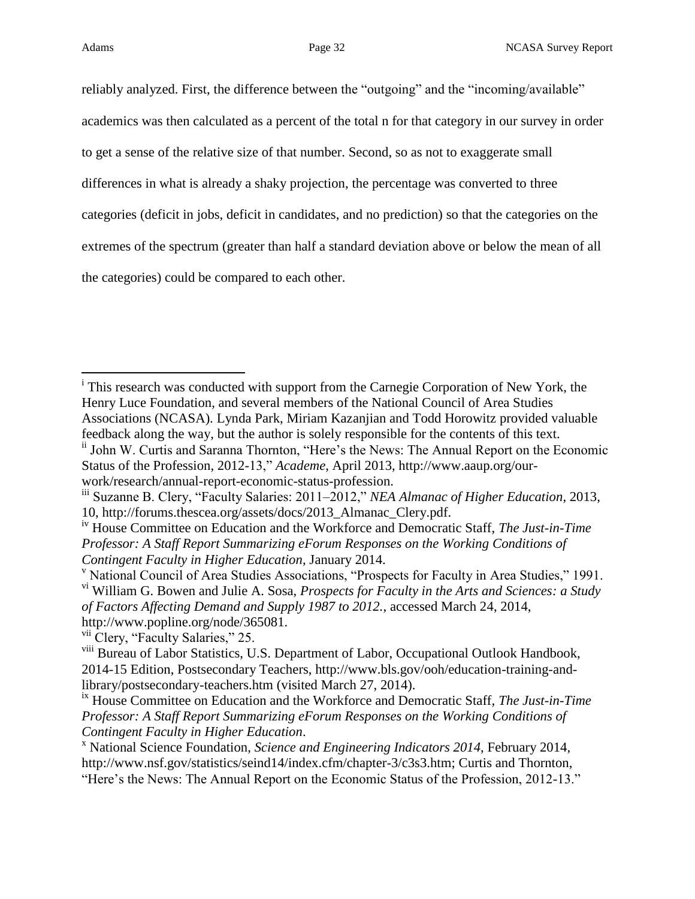reliably analyzed. First, the difference between the "outgoing" and the "incoming/available" academics was then calculated as a percent of the total n for that category in our survey in order to get a sense of the relative size of that number. Second, so as not to exaggerate small differences in what is already a shaky projection, the percentage was converted to three categories (deficit in jobs, deficit in candidates, and no prediction) so that the categories on the extremes of the spectrum (greater than half a standard deviation above or below the mean of all the categories) could be compared to each other.

---

[i] This research was conducted with support from the Carnegie Corporation of New York, the Henry Luce Foundation, and several members of the National Council of Area Studies Associations (NCASA). Lynda Park, Miriam Kazanjian and Todd Horowitz provided valuable feedback along the way, but the author is solely responsible for the contents of this text.

[ii] John W. Curtis and Saranna Thornton, "Here's the News: The Annual Report on the Economic Status of the Profession, 2012-13," *Academe*, April 2013, http://www.aaup.org/our-work/research/annual-report-economic-status-profession.

[iii] Suzanne B. Clery, "Faculty Salaries: 2011–2012," *NEA Almanac of Higher Education*, 2013, 10, http://forums.thescea.org/assets/docs/2013_Almanac_Clery.pdf.

[iv] House Committee on Education and the Workforce and Democratic Staff, *The Just-in-Time Professor: A Staff Report Summarizing eForum Responses on the Working Conditions of Contingent Faculty in Higher Education*, January 2014.

[v] National Council of Area Studies Associations, "Prospects for Faculty in Area Studies," 1991.

[vi] William G. Bowen and Julie A. Sosa, *Prospects for Faculty in the Arts and Sciences: a Study of Factors Affecting Demand and Supply 1987 to 2012.*, accessed March 24, 2014, http://www.popline.org/node/365081.

[vii] Clery, "Faculty Salaries," 25.

[viii] Bureau of Labor Statistics, U.S. Department of Labor, Occupational Outlook Handbook, 2014-15 Edition, Postsecondary Teachers, http://www.bls.gov/ooh/education-training-and-library/postsecondary-teachers.htm (visited March 27, 2014).

[ix] House Committee on Education and the Workforce and Democratic Staff, *The Just-in-Time Professor: A Staff Report Summarizing eForum Responses on the Working Conditions of Contingent Faculty in Higher Education*.

[x] National Science Foundation, *Science and Engineering Indicators 2014*, February 2014, http://www.nsf.gov/statistics/seind14/index.cfm/chapter-3/c3s3.htm; Curtis and Thornton, "Here's the News: The Annual Report on the Economic Status of the Profession, 2012-13."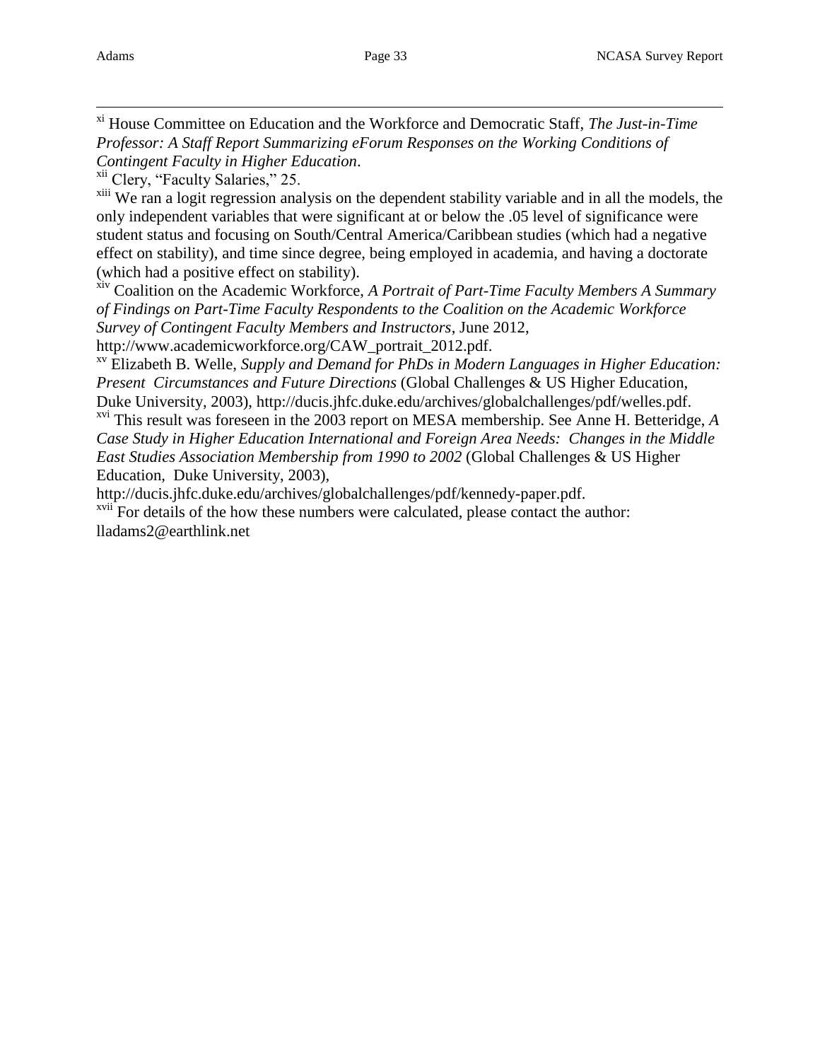---

[xi] House Committee on Education and the Workforce and Democratic Staff, *The Just-in-Time Professor: A Staff Report Summarizing eForum Responses on the Working Conditions of Contingent Faculty in Higher Education*.

[xii] Clery, "Faculty Salaries," 25.

[xiii] We ran a logit regression analysis on the dependent stability variable and in all the models, the only independent variables that were significant at or below the .05 level of significance were student status and focusing on South/Central America/Caribbean studies (which had a negative effect on stability), and time since degree, being employed in academia, and having a doctorate (which had a positive effect on stability).

[xiv] Coalition on the Academic Workforce, *A Portrait of Part-Time Faculty Members A Summary of Findings on Part-Time Faculty Respondents to the Coalition on the Academic Workforce Survey of Contingent Faculty Members and Instructors*, June 2012, http://www.academicworkforce.org/CAW_portrait_2012.pdf.

[xv] Elizabeth B. Welle, *Supply and Demand for PhDs in Modern Languages in Higher Education: Present Circumstances and Future Directions* (Global Challenges & US Higher Education, Duke University, 2003), http://ducis.jhfc.duke.edu/archives/globalchallenges/pdf/welles.pdf.

[xvi] This result was foreseen in the 2003 report on MESA membership. See Anne H. Betteridge, *A Case Study in Higher Education International and Foreign Area Needs: Changes in the Middle East Studies Association Membership from 1990 to 2002* (Global Challenges & US Higher Education, Duke University, 2003), http://ducis.jhfc.duke.edu/archives/globalchallenges/pdf/kennedy-paper.pdf.

[xvii] For details of the how these numbers were calculated, please contact the author: lladams2@earthlink.net